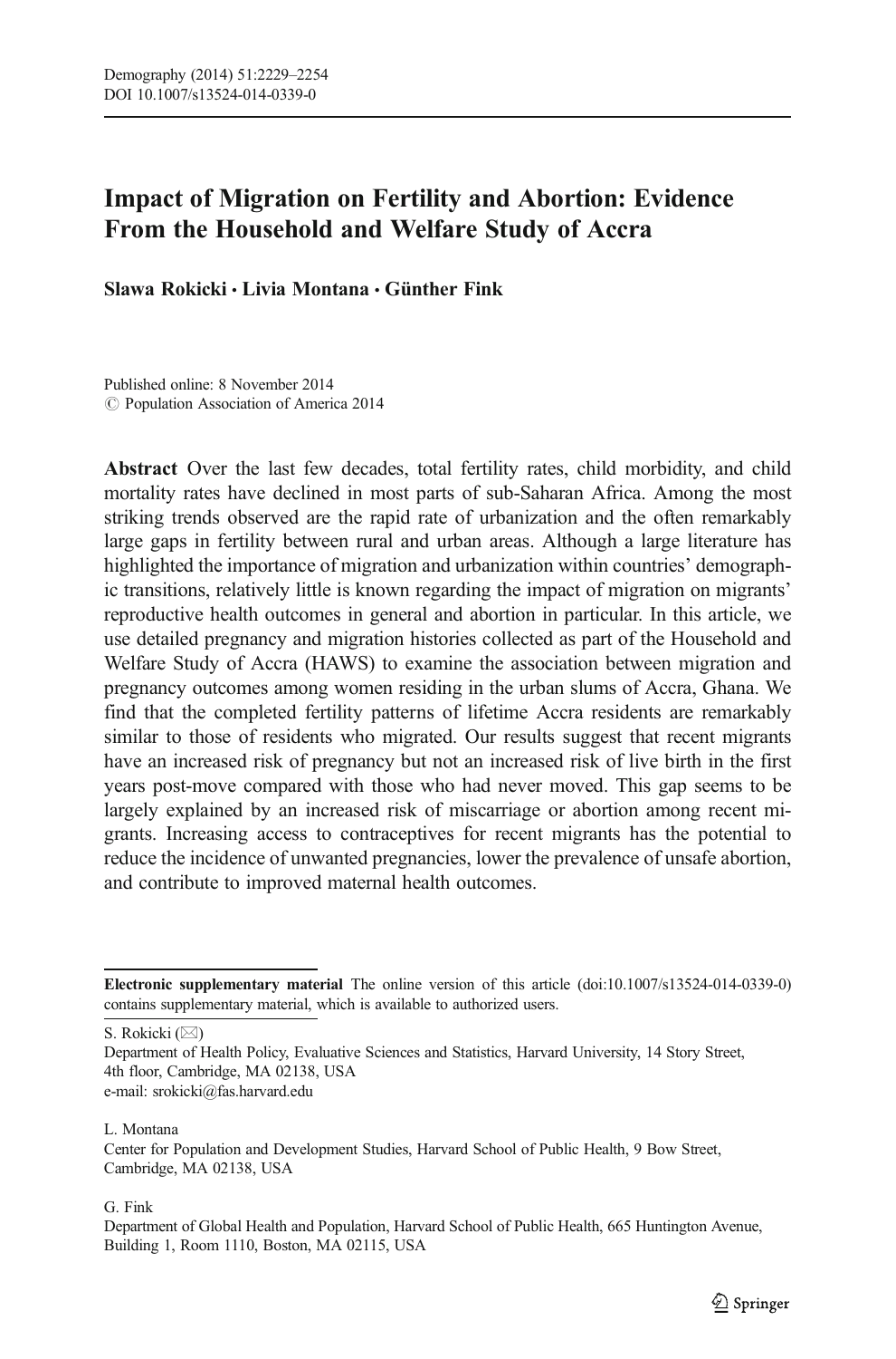# Impact of Migration on Fertility and Abortion: Evidence From the Household and Welfare Study of Accra

**Slawa Rokicki · Livia Montana · Günther Fink**

Published online: 8 November 2014
© Population Association of America 2014

**Abstract** Over the last few decades, total fertility rates, child morbidity, and child mortality rates have declined in most parts of sub-Saharan Africa. Among the most striking trends observed are the rapid rate of urbanization and the often remarkably large gaps in fertility between rural and urban areas. Although a large literature has highlighted the importance of migration and urbanization within countries' demographic transitions, relatively little is known regarding the impact of migration on migrants' reproductive health outcomes in general and abortion in particular. In this article, we use detailed pregnancy and migration histories collected as part of the Household and Welfare Study of Accra (HAWS) to examine the association between migration and pregnancy outcomes among women residing in the urban slums of Accra, Ghana. We find that the completed fertility patterns of lifetime Accra residents are remarkably similar to those of residents who migrated. Our results suggest that recent migrants have an increased risk of pregnancy but not an increased risk of live birth in the first years post-move compared with those who had never moved. This gap seems to be largely explained by an increased risk of miscarriage or abortion among recent migrants. Increasing access to contraceptives for recent migrants has the potential to reduce the incidence of unwanted pregnancies, lower the prevalence of unsafe abortion, and contribute to improved maternal health outcomes.

---

**Electronic supplementary material** The online version of this article (doi:10.1007/s13524-014-0339-0) contains supplementary material, which is available to authorized users.

S. Rokicki (✉)
Department of Health Policy, Evaluative Sciences and Statistics, Harvard University, 14 Story Street, 4th floor, Cambridge, MA 02138, USA
e-mail: srokicki@fas.harvard.edu

L. Montana
Center for Population and Development Studies, Harvard School of Public Health, 9 Bow Street, Cambridge, MA 02138, USA

G. Fink
Department of Global Health and Population, Harvard School of Public Health, 665 Huntington Avenue, Building 1, Room 1110, Boston, MA 02115, USA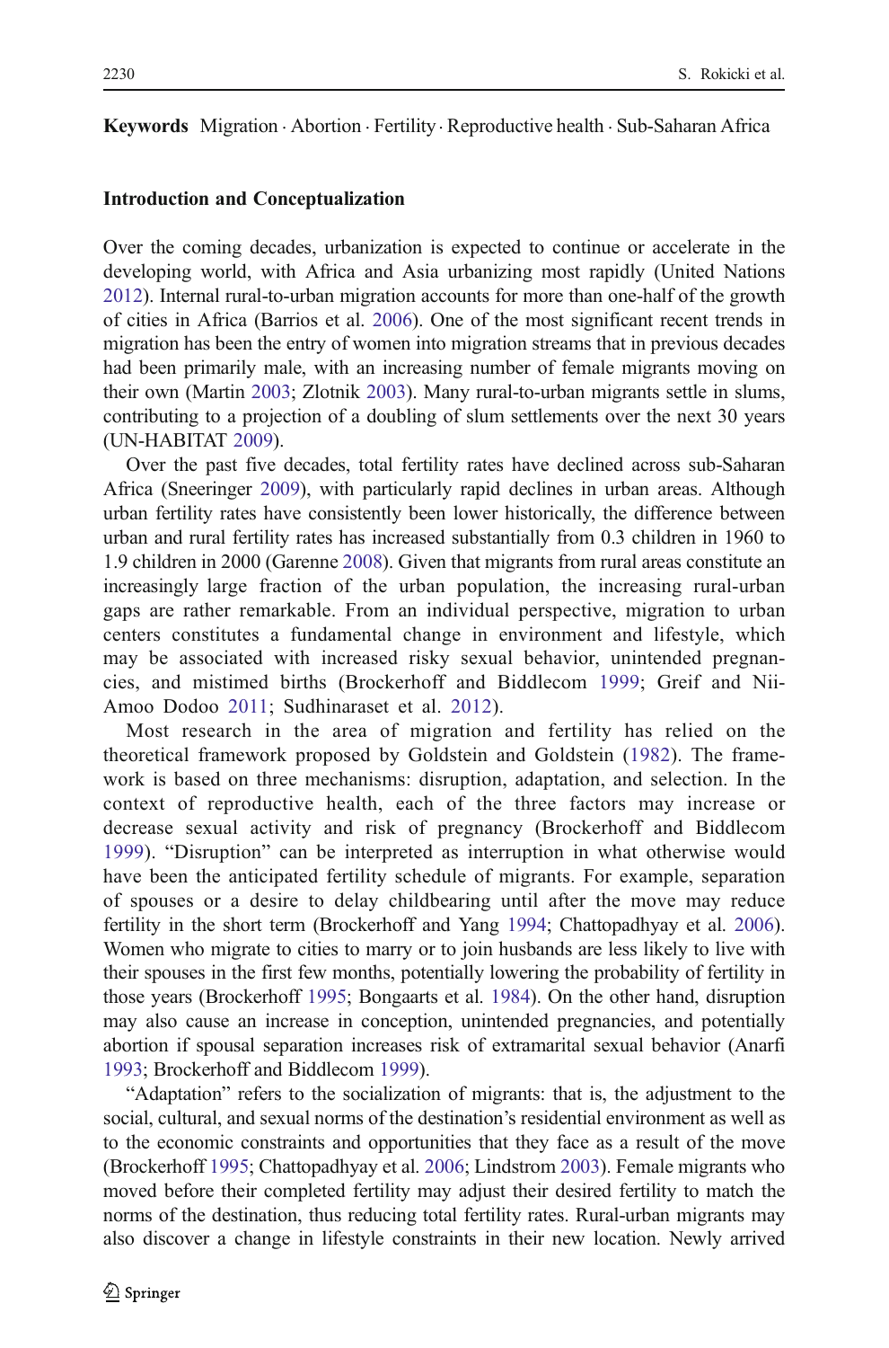**Keywords** Migration · Abortion · Fertility · Reproductive health · Sub-Saharan Africa

## Introduction and Conceptualization

Over the coming decades, urbanization is expected to continue or accelerate in the developing world, with Africa and Asia urbanizing most rapidly (United Nations 2012). Internal rural-to-urban migration accounts for more than one-half of the growth of cities in Africa (Barrios et al. 2006). One of the most significant recent trends in migration has been the entry of women into migration streams that in previous decades had been primarily male, with an increasing number of female migrants moving on their own (Martin 2003; Zlotnik 2003). Many rural-to-urban migrants settle in slums, contributing to a projection of a doubling of slum settlements over the next 30 years (UN-HABITAT 2009).

Over the past five decades, total fertility rates have declined across sub-Saharan Africa (Sneeringer 2009), with particularly rapid declines in urban areas. Although urban fertility rates have consistently been lower historically, the difference between urban and rural fertility rates has increased substantially from 0.3 children in 1960 to 1.9 children in 2000 (Garenne 2008). Given that migrants from rural areas constitute an increasingly large fraction of the urban population, the increasing rural-urban gaps are rather remarkable. From an individual perspective, migration to urban centers constitutes a fundamental change in environment and lifestyle, which may be associated with increased risky sexual behavior, unintended pregnancies, and mistimed births (Brockerhoff and Biddlecom 1999; Greif and Nii-Amoo Dodoo 2011; Sudhinaraset et al. 2012).

Most research in the area of migration and fertility has relied on the theoretical framework proposed by Goldstein and Goldstein (1982). The framework is based on three mechanisms: disruption, adaptation, and selection. In the context of reproductive health, each of the three factors may increase or decrease sexual activity and risk of pregnancy (Brockerhoff and Biddlecom 1999). "Disruption" can be interpreted as interruption in what otherwise would have been the anticipated fertility schedule of migrants. For example, separation of spouses or a desire to delay childbearing until after the move may reduce fertility in the short term (Brockerhoff and Yang 1994; Chattopadhyay et al. 2006). Women who migrate to cities to marry or to join husbands are less likely to live with their spouses in the first few months, potentially lowering the probability of fertility in those years (Brockerhoff 1995; Bongaarts et al. 1984). On the other hand, disruption may also cause an increase in conception, unintended pregnancies, and potentially abortion if spousal separation increases risk of extramarital sexual behavior (Anarfi 1993; Brockerhoff and Biddlecom 1999).

"Adaptation" refers to the socialization of migrants: that is, the adjustment to the social, cultural, and sexual norms of the destination's residential environment as well as to the economic constraints and opportunities that they face as a result of the move (Brockerhoff 1995; Chattopadhyay et al. 2006; Lindstrom 2003). Female migrants who moved before their completed fertility may adjust their desired fertility to match the norms of the destination, thus reducing total fertility rates. Rural-urban migrants may also discover a change in lifestyle constraints in their new location. Newly arrived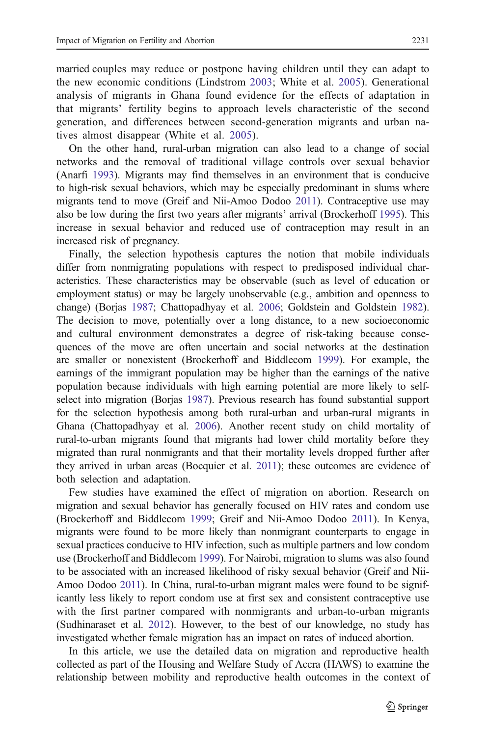married couples may reduce or postpone having children until they can adapt to the new economic conditions (Lindstrom 2003; White et al. 2005). Generational analysis of migrants in Ghana found evidence for the effects of adaptation in that migrants' fertility begins to approach levels characteristic of the second generation, and differences between second-generation migrants and urban natives almost disappear (White et al. 2005).

On the other hand, rural-urban migration can also lead to a change of social networks and the removal of traditional village controls over sexual behavior (Anarfi 1993). Migrants may find themselves in an environment that is conducive to high-risk sexual behaviors, which may be especially predominant in slums where migrants tend to move (Greif and Nii-Amoo Dodoo 2011). Contraceptive use may also be low during the first two years after migrants' arrival (Brockerhoff 1995). This increase in sexual behavior and reduced use of contraception may result in an increased risk of pregnancy.

Finally, the selection hypothesis captures the notion that mobile individuals differ from nonmigrating populations with respect to predisposed individual characteristics. These characteristics may be observable (such as level of education or employment status) or may be largely unobservable (e.g., ambition and openness to change) (Borjas 1987; Chattopadhyay et al. 2006; Goldstein and Goldstein 1982). The decision to move, potentially over a long distance, to a new socioeconomic and cultural environment demonstrates a degree of risk-taking because consequences of the move are often uncertain and social networks at the destination are smaller or nonexistent (Brockerhoff and Biddlecom 1999). For example, the earnings of the immigrant population may be higher than the earnings of the native population because individuals with high earning potential are more likely to self-select into migration (Borjas 1987). Previous research has found substantial support for the selection hypothesis among both rural-urban and urban-rural migrants in Ghana (Chattopadhyay et al. 2006). Another recent study on child mortality of rural-to-urban migrants found that migrants had lower child mortality before they migrated than rural nonmigrants and that their mortality levels dropped further after they arrived in urban areas (Bocquier et al. 2011); these outcomes are evidence of both selection and adaptation.

Few studies have examined the effect of migration on abortion. Research on migration and sexual behavior has generally focused on HIV rates and condom use (Brockerhoff and Biddlecom 1999; Greif and Nii-Amoo Dodoo 2011). In Kenya, migrants were found to be more likely than nonmigrant counterparts to engage in sexual practices conducive to HIV infection, such as multiple partners and low condom use (Brockerhoff and Biddlecom 1999). For Nairobi, migration to slums was also found to be associated with an increased likelihood of risky sexual behavior (Greif and Nii-Amoo Dodoo 2011). In China, rural-to-urban migrant males were found to be significantly less likely to report condom use at first sex and consistent contraceptive use with the first partner compared with nonmigrants and urban-to-urban migrants (Sudhinaraset et al. 2012). However, to the best of our knowledge, no study has investigated whether female migration has an impact on rates of induced abortion.

In this article, we use the detailed data on migration and reproductive health collected as part of the Housing and Welfare Study of Accra (HAWS) to examine the relationship between mobility and reproductive health outcomes in the context of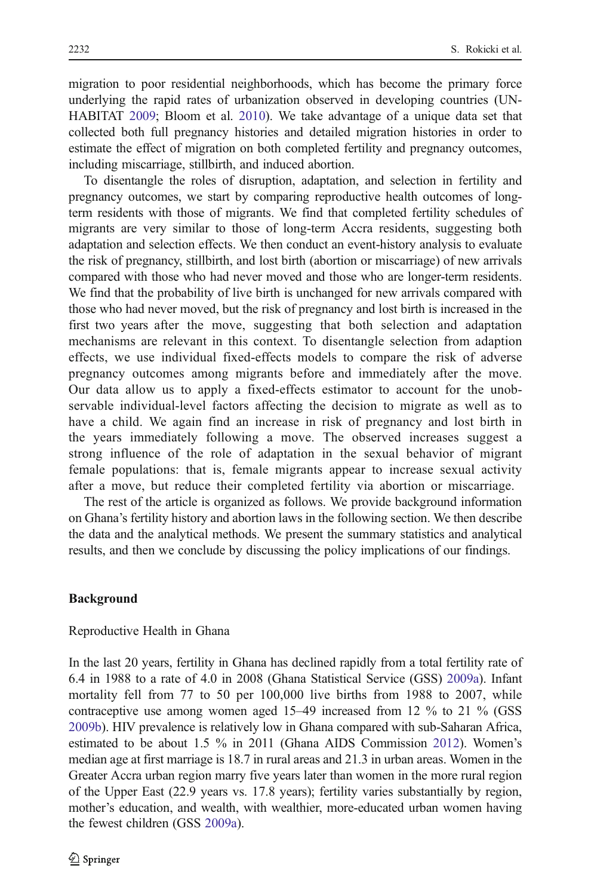migration to poor residential neighborhoods, which has become the primary force underlying the rapid rates of urbanization observed in developing countries (UN-HABITAT 2009; Bloom et al. 2010). We take advantage of a unique data set that collected both full pregnancy histories and detailed migration histories in order to estimate the effect of migration on both completed fertility and pregnancy outcomes, including miscarriage, stillbirth, and induced abortion.

To disentangle the roles of disruption, adaptation, and selection in fertility and pregnancy outcomes, we start by comparing reproductive health outcomes of long-term residents with those of migrants. We find that completed fertility schedules of migrants are very similar to those of long-term Accra residents, suggesting both adaptation and selection effects. We then conduct an event-history analysis to evaluate the risk of pregnancy, stillbirth, and lost birth (abortion or miscarriage) of new arrivals compared with those who had never moved and those who are longer-term residents. We find that the probability of live birth is unchanged for new arrivals compared with those who had never moved, but the risk of pregnancy and lost birth is increased in the first two years after the move, suggesting that both selection and adaptation mechanisms are relevant in this context. To disentangle selection from adaption effects, we use individual fixed-effects models to compare the risk of adverse pregnancy outcomes among migrants before and immediately after the move. Our data allow us to apply a fixed-effects estimator to account for the unobservable individual-level factors affecting the decision to migrate as well as to have a child. We again find an increase in risk of pregnancy and lost birth in the years immediately following a move. The observed increases suggest a strong influence of the role of adaptation in the sexual behavior of migrant female populations: that is, female migrants appear to increase sexual activity after a move, but reduce their completed fertility via abortion or miscarriage.

The rest of the article is organized as follows. We provide background information on Ghana's fertility history and abortion laws in the following section. We then describe the data and the analytical methods. We present the summary statistics and analytical results, and then we conclude by discussing the policy implications of our findings.

## Background

### Reproductive Health in Ghana

In the last 20 years, fertility in Ghana has declined rapidly from a total fertility rate of 6.4 in 1988 to a rate of 4.0 in 2008 (Ghana Statistical Service (GSS) 2009a). Infant mortality fell from 77 to 50 per 100,000 live births from 1988 to 2007, while contraceptive use among women aged 15–49 increased from 12 % to 21 % (GSS 2009b). HIV prevalence is relatively low in Ghana compared with sub-Saharan Africa, estimated to be about 1.5 % in 2011 (Ghana AIDS Commission 2012). Women's median age at first marriage is 18.7 in rural areas and 21.3 in urban areas. Women in the Greater Accra urban region marry five years later than women in the more rural region of the Upper East (22.9 years vs. 17.8 years); fertility varies substantially by region, mother's education, and wealth, with wealthier, more-educated urban women having the fewest children (GSS 2009a).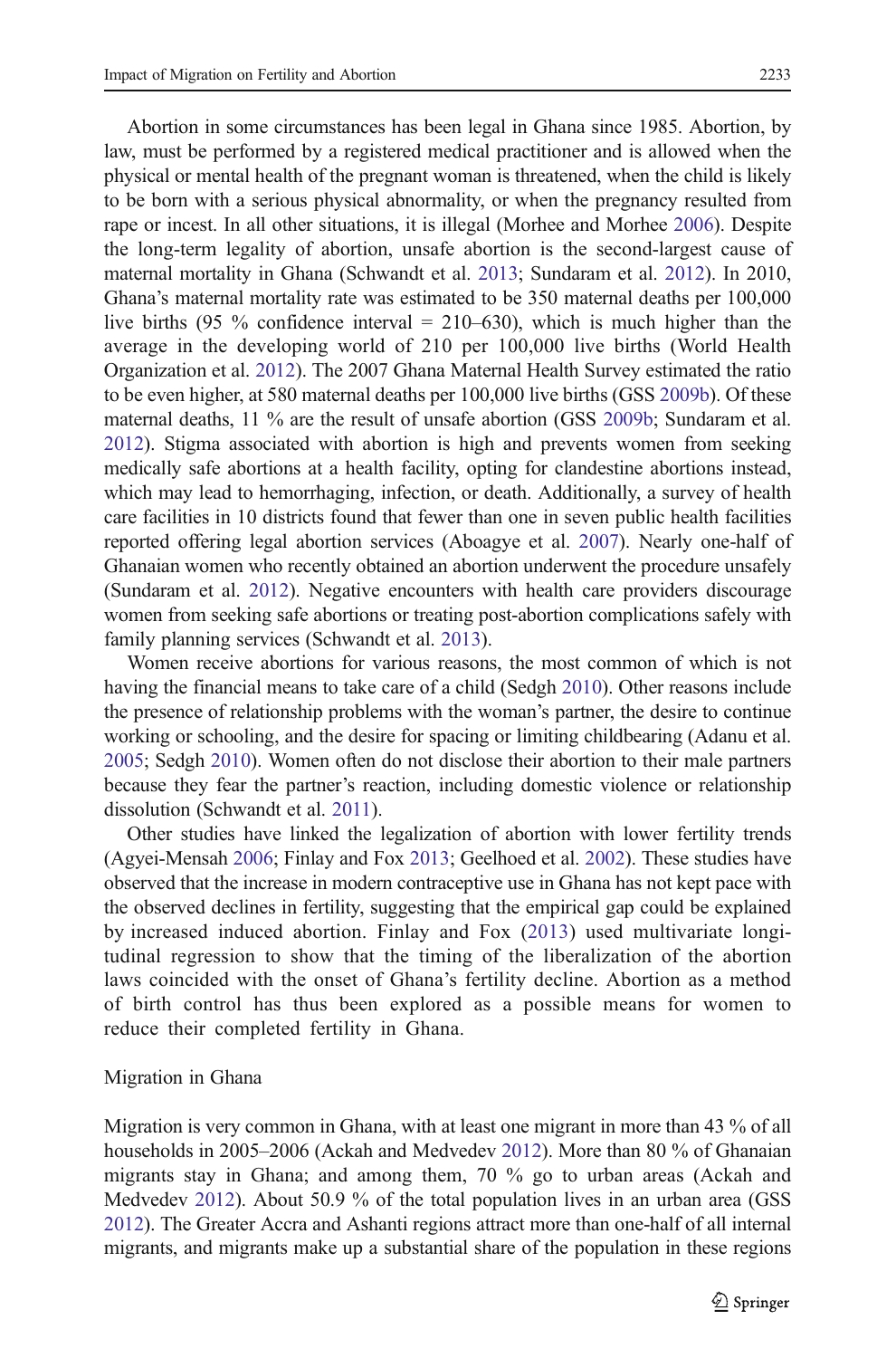Abortion in some circumstances has been legal in Ghana since 1985. Abortion, by law, must be performed by a registered medical practitioner and is allowed when the physical or mental health of the pregnant woman is threatened, when the child is likely to be born with a serious physical abnormality, or when the pregnancy resulted from rape or incest. In all other situations, it is illegal (Morhee and Morhee 2006). Despite the long-term legality of abortion, unsafe abortion is the second-largest cause of maternal mortality in Ghana (Schwandt et al. 2013; Sundaram et al. 2012). In 2010, Ghana's maternal mortality rate was estimated to be 350 maternal deaths per 100,000 live births (95 % confidence interval = 210–630), which is much higher than the average in the developing world of 210 per 100,000 live births (World Health Organization et al. 2012). The 2007 Ghana Maternal Health Survey estimated the ratio to be even higher, at 580 maternal deaths per 100,000 live births (GSS 2009b). Of these maternal deaths, 11 % are the result of unsafe abortion (GSS 2009b; Sundaram et al. 2012). Stigma associated with abortion is high and prevents women from seeking medically safe abortions at a health facility, opting for clandestine abortions instead, which may lead to hemorrhaging, infection, or death. Additionally, a survey of health care facilities in 10 districts found that fewer than one in seven public health facilities reported offering legal abortion services (Aboagye et al. 2007). Nearly one-half of Ghanaian women who recently obtained an abortion underwent the procedure unsafely (Sundaram et al. 2012). Negative encounters with health care providers discourage women from seeking safe abortions or treating post-abortion complications safely with family planning services (Schwandt et al. 2013).

Women receive abortions for various reasons, the most common of which is not having the financial means to take care of a child (Sedgh 2010). Other reasons include the presence of relationship problems with the woman's partner, the desire to continue working or schooling, and the desire for spacing or limiting childbearing (Adanu et al. 2005; Sedgh 2010). Women often do not disclose their abortion to their male partners because they fear the partner's reaction, including domestic violence or relationship dissolution (Schwandt et al. 2011).

Other studies have linked the legalization of abortion with lower fertility trends (Agyei-Mensah 2006; Finlay and Fox 2013; Geelhoed et al. 2002). These studies have observed that the increase in modern contraceptive use in Ghana has not kept pace with the observed declines in fertility, suggesting that the empirical gap could be explained by increased induced abortion. Finlay and Fox (2013) used multivariate longitudinal regression to show that the timing of the liberalization of the abortion laws coincided with the onset of Ghana's fertility decline. Abortion as a method of birth control has thus been explored as a possible means for women to reduce their completed fertility in Ghana.

### Migration in Ghana

Migration is very common in Ghana, with at least one migrant in more than 43 % of all households in 2005–2006 (Ackah and Medvedev 2012). More than 80 % of Ghanaian migrants stay in Ghana; and among them, 70 % go to urban areas (Ackah and Medvedev 2012). About 50.9 % of the total population lives in an urban area (GSS 2012). The Greater Accra and Ashanti regions attract more than one-half of all internal migrants, and migrants make up a substantial share of the population in these regions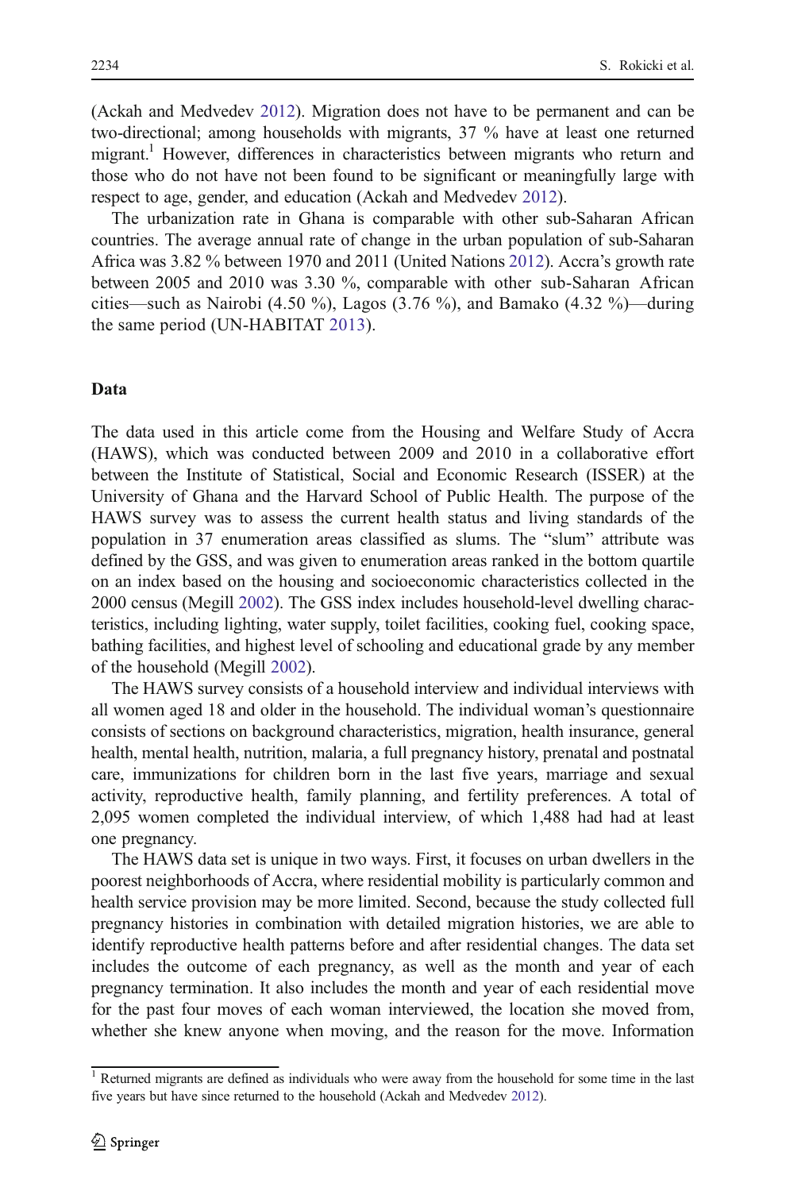(Ackah and Medvedev 2012). Migration does not have to be permanent and can be two-directional; among households with migrants, 37 % have at least one returned migrant.[1] However, differences in characteristics between migrants who return and those who do not have not been found to be significant or meaningfully large with respect to age, gender, and education (Ackah and Medvedev 2012).

The urbanization rate in Ghana is comparable with other sub-Saharan African countries. The average annual rate of change in the urban population of sub-Saharan Africa was 3.82 % between 1970 and 2011 (United Nations 2012). Accra's growth rate between 2005 and 2010 was 3.30 %, comparable with other sub-Saharan African cities—such as Nairobi (4.50 %), Lagos (3.76 %), and Bamako (4.32 %)—during the same period (UN-HABITAT 2013).

## Data

The data used in this article come from the Housing and Welfare Study of Accra (HAWS), which was conducted between 2009 and 2010 in a collaborative effort between the Institute of Statistical, Social and Economic Research (ISSER) at the University of Ghana and the Harvard School of Public Health. The purpose of the HAWS survey was to assess the current health status and living standards of the population in 37 enumeration areas classified as slums. The "slum" attribute was defined by the GSS, and was given to enumeration areas ranked in the bottom quartile on an index based on the housing and socioeconomic characteristics collected in the 2000 census (Megill 2002). The GSS index includes household-level dwelling characteristics, including lighting, water supply, toilet facilities, cooking fuel, cooking space, bathing facilities, and highest level of schooling and educational grade by any member of the household (Megill 2002).

The HAWS survey consists of a household interview and individual interviews with all women aged 18 and older in the household. The individual woman's questionnaire consists of sections on background characteristics, migration, health insurance, general health, mental health, nutrition, malaria, a full pregnancy history, prenatal and postnatal care, immunizations for children born in the last five years, marriage and sexual activity, reproductive health, family planning, and fertility preferences. A total of 2,095 women completed the individual interview, of which 1,488 had had at least one pregnancy.

The HAWS data set is unique in two ways. First, it focuses on urban dwellers in the poorest neighborhoods of Accra, where residential mobility is particularly common and health service provision may be more limited. Second, because the study collected full pregnancy histories in combination with detailed migration histories, we are able to identify reproductive health patterns before and after residential changes. The data set includes the outcome of each pregnancy, as well as the month and year of each pregnancy termination. It also includes the month and year of each residential move for the past four moves of each woman interviewed, the location she moved from, whether she knew anyone when moving, and the reason for the move. Information

[1] Returned migrants are defined as individuals who were away from the household for some time in the last five years but have since returned to the household (Ackah and Medvedev 2012).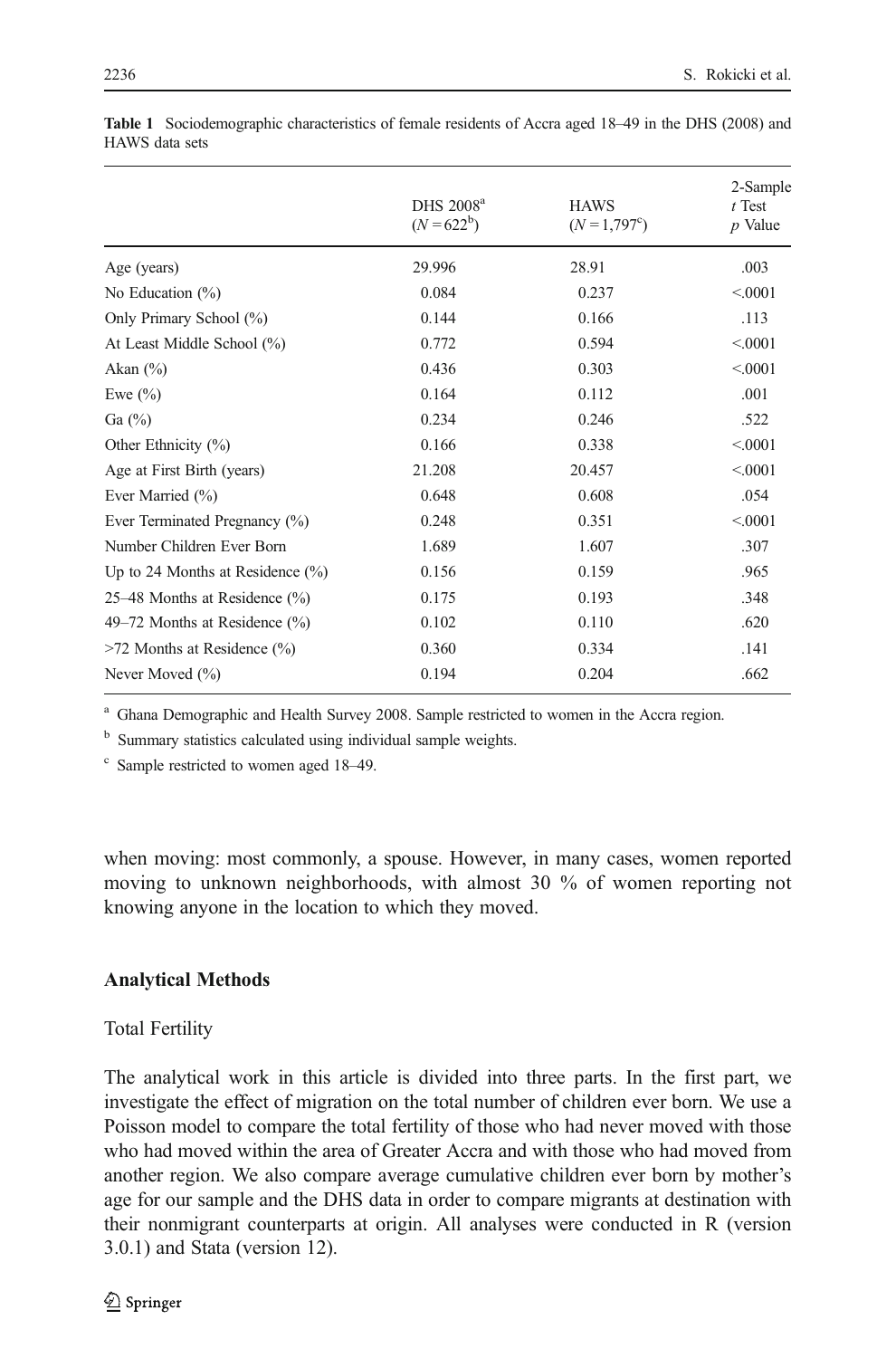**Table 1** Sociodemographic characteristics of female residents of Accra aged 18–49 in the DHS (2008) and HAWS data sets

| | DHS 2008[a] ($N = 622$[b]) | HAWS ($N = 1{,}797$[c]) | 2-Sample *t* Test *p* Value |
|---|---|---|---|
| Age (years) | 29.996 | 28.91 | .003 |
| No Education (%) | 0.084 | 0.237 | <.0001 |
| Only Primary School (%) | 0.144 | 0.166 | .113 |
| At Least Middle School (%) | 0.772 | 0.594 | <.0001 |
| Akan (%) | 0.436 | 0.303 | <.0001 |
| Ewe (%) | 0.164 | 0.112 | .001 |
| Ga (%) | 0.234 | 0.246 | .522 |
| Other Ethnicity (%) | 0.166 | 0.338 | <.0001 |
| Age at First Birth (years) | 21.208 | 20.457 | <.0001 |
| Ever Married (%) | 0.648 | 0.608 | .054 |
| Ever Terminated Pregnancy (%) | 0.248 | 0.351 | <.0001 |
| Number Children Ever Born | 1.689 | 1.607 | .307 |
| Up to 24 Months at Residence (%) | 0.156 | 0.159 | .965 |
| 25–48 Months at Residence (%) | 0.175 | 0.193 | .348 |
| 49–72 Months at Residence (%) | 0.102 | 0.110 | .620 |
| >72 Months at Residence (%) | 0.360 | 0.334 | .141 |
| Never Moved (%) | 0.194 | 0.204 | .662 |

[a] Ghana Demographic and Health Survey 2008. Sample restricted to women in the Accra region.

[b] Summary statistics calculated using individual sample weights.

[c] Sample restricted to women aged 18–49.

when moving: most commonly, a spouse. However, in many cases, women reported moving to unknown neighborhoods, with almost 30 % of women reporting not knowing anyone in the location to which they moved.

## Analytical Methods

### Total Fertility

The analytical work in this article is divided into three parts. In the first part, we investigate the effect of migration on the total number of children ever born. We use a Poisson model to compare the total fertility of those who had never moved with those who had moved within the area of Greater Accra and with those who had moved from another region. We also compare average cumulative children ever born by mother's age for our sample and the DHS data in order to compare migrants at destination with their nonmigrant counterparts at origin. All analyses were conducted in R (version 3.0.1) and Stata (version 12).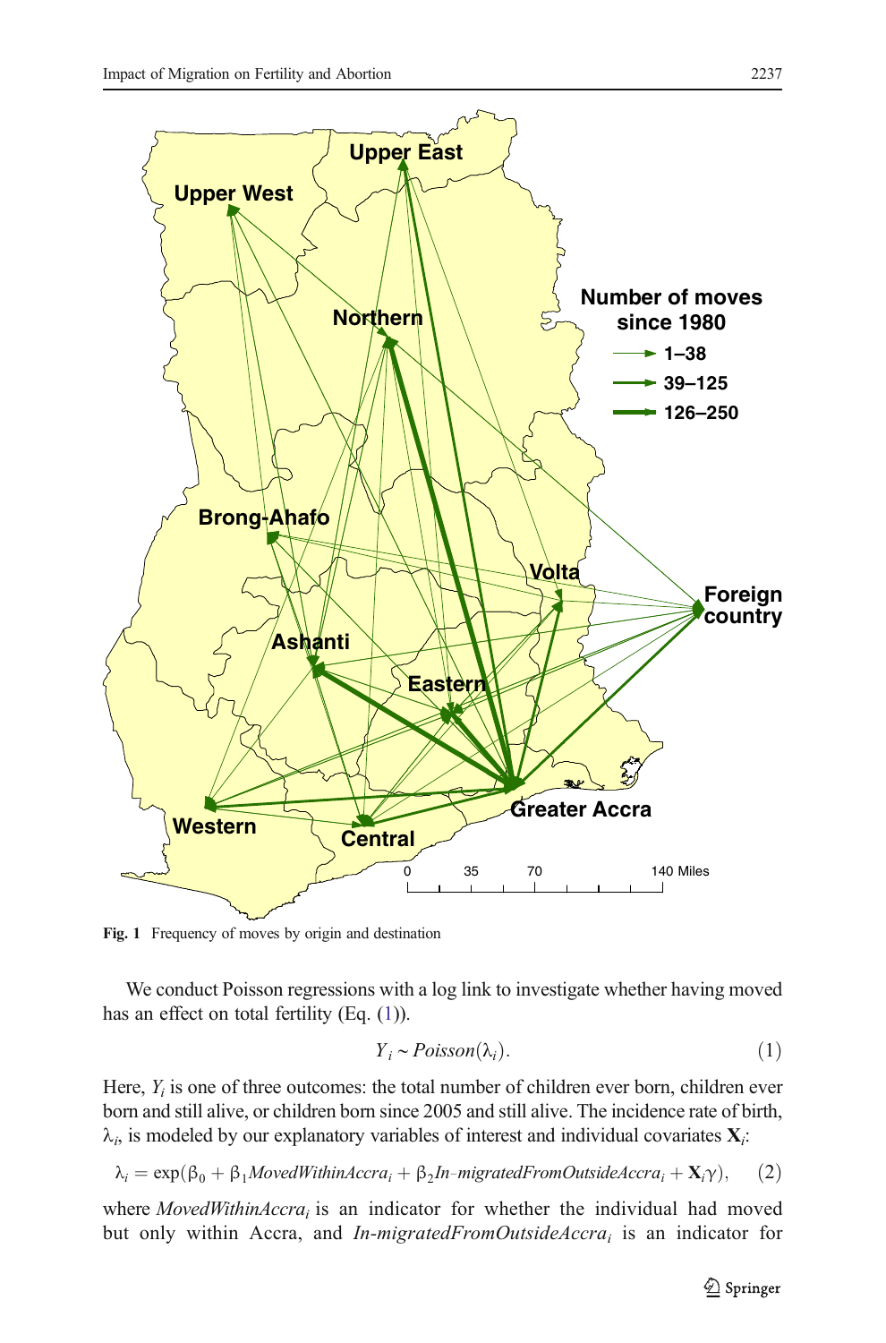Fig. 1 Frequency of moves by origin and destination

We conduct Poisson regressions with a log link to investigate whether having moved has an effect on total fertility (Eq. (1)).

$$Y_i \sim Poisson(\lambda_i). \tag{1}$$

Here, $Y_i$ is one of three outcomes: the total number of children ever born, children ever born and still alive, or children born since 2005 and still alive. The incidence rate of birth, $\lambda_i$, is modeled by our explanatory variables of interest and individual covariates $\mathbf{X}_i$:

$$\lambda_i = \exp(\beta_0 + \beta_1 MovedWithinAccra_i + \beta_2 In\text{–}migratedFromOutsideAccra_i + \mathbf{X}_i\gamma), \tag{2}$$

where $MovedWithinAccra_i$ is an indicator for whether the individual had moved but only within Accra, and $In\text{-}migratedFromOutsideAccra_i$ is an indicator for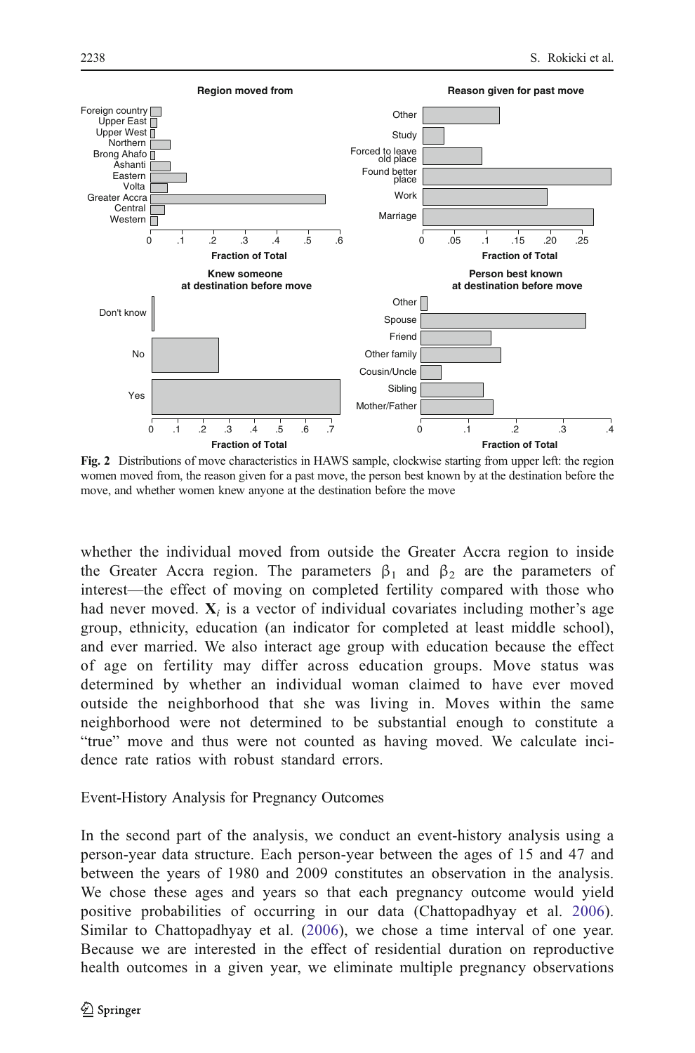Fig. 2 Distributions of move characteristics in HAWS sample, clockwise starting from upper left: the region women moved from, the reason given for a past move, the person best known by at the destination before the move, and whether women knew anyone at the destination before the move

whether the individual moved from outside the Greater Accra region to inside the Greater Accra region. The parameters $\beta_1$ and $\beta_2$ are the parameters of interest—the effect of moving on completed fertility compared with those who had never moved. $\mathbf{X}_i$ is a vector of individual covariates including mother's age group, ethnicity, education (an indicator for completed at least middle school), and ever married. We also interact age group with education because the effect of age on fertility may differ across education groups. Move status was determined by whether an individual woman claimed to have ever moved outside the neighborhood that she was living in. Moves within the same neighborhood were not determined to be substantial enough to constitute a "true" move and thus were not counted as having moved. We calculate incidence rate ratios with robust standard errors.

Event-History Analysis for Pregnancy Outcomes

In the second part of the analysis, we conduct an event-history analysis using a person-year data structure. Each person-year between the ages of 15 and 47 and between the years of 1980 and 2009 constitutes an observation in the analysis. We chose these ages and years so that each pregnancy outcome would yield positive probabilities of occurring in our data (Chattopadhyay et al. 2006). Similar to Chattopadhyay et al. (2006), we chose a time interval of one year. Because we are interested in the effect of residential duration on reproductive health outcomes in a given year, we eliminate multiple pregnancy observations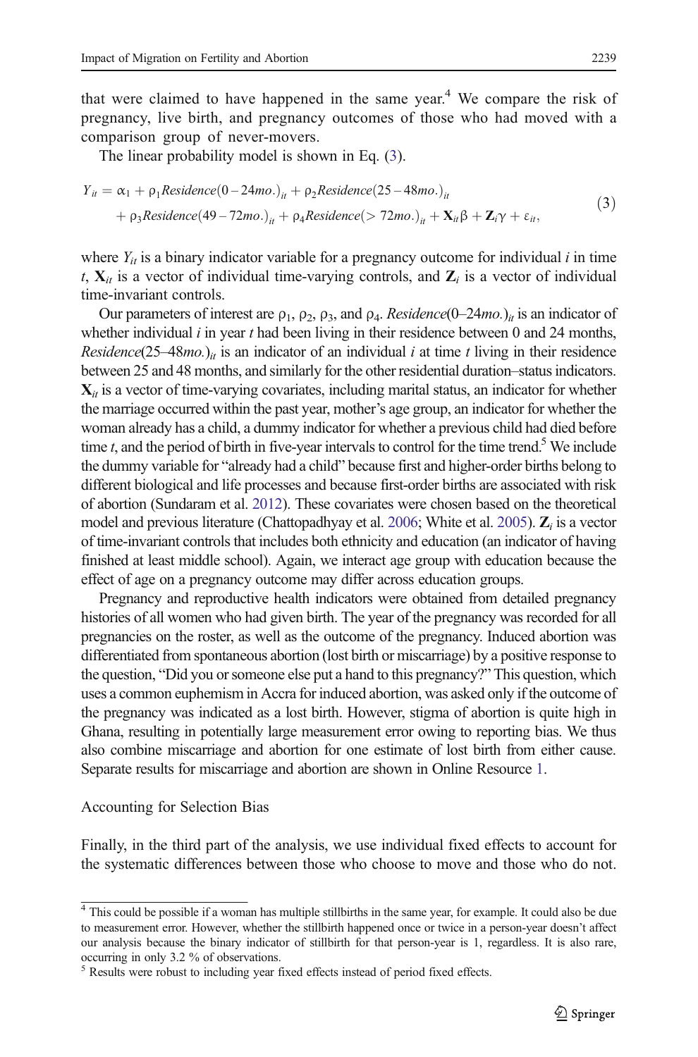that were claimed to have happened in the same year.[4] We compare the risk of pregnancy, live birth, and pregnancy outcomes of those who had moved with a comparison group of never-movers.

The linear probability model is shown in Eq. (3).

$$
\begin{aligned}
Y_{it} = {} & \alpha_1 + \rho_1 Residence(0-24mo.)_{it} + \rho_2 Residence(25-48mo.)_{it} \\
& + \rho_3 Residence(49-72mo.)_{it} + \rho_4 Residence(>72mo.)_{it} + \mathbf{X}_{it}\beta + \mathbf{Z}_i\gamma + \varepsilon_{it},
\end{aligned}
\tag{3}
$$

where $Y_{it}$ is a binary indicator variable for a pregnancy outcome for individual $i$ in time $t$, $\mathbf{X}_{it}$ is a vector of individual time-varying controls, and $\mathbf{Z}_i$ is a vector of individual time-invariant controls.

Our parameters of interest are $\rho_1$, $\rho_2$, $\rho_3$, and $\rho_4$. $Residence(0–24mo.)_{it}$ is an indicator of whether individual $i$ in year $t$ had been living in their residence between 0 and 24 months, $Residence(25–48mo.)_{it}$ is an indicator of an individual $i$ at time $t$ living in their residence between 25 and 48 months, and similarly for the other residential duration–status indicators. $\mathbf{X}_{it}$ is a vector of time-varying covariates, including marital status, an indicator for whether the marriage occurred within the past year, mother's age group, an indicator for whether the woman already has a child, a dummy indicator for whether a previous child had died before time $t$, and the period of birth in five-year intervals to control for the time trend.[5] We include the dummy variable for "already had a child" because first and higher-order births belong to different biological and life processes and because first-order births are associated with risk of abortion (Sundaram et al. 2012). These covariates were chosen based on the theoretical model and previous literature (Chattopadhyay et al. 2006; White et al. 2005). $\mathbf{Z}_i$ is a vector of time-invariant controls that includes both ethnicity and education (an indicator of having finished at least middle school). Again, we interact age group with education because the effect of age on a pregnancy outcome may differ across education groups.

Pregnancy and reproductive health indicators were obtained from detailed pregnancy histories of all women who had given birth. The year of the pregnancy was recorded for all pregnancies on the roster, as well as the outcome of the pregnancy. Induced abortion was differentiated from spontaneous abortion (lost birth or miscarriage) by a positive response to the question, "Did you or someone else put a hand to this pregnancy?" This question, which uses a common euphemism in Accra for induced abortion, was asked only if the outcome of the pregnancy was indicated as a lost birth. However, stigma of abortion is quite high in Ghana, resulting in potentially large measurement error owing to reporting bias. We thus also combine miscarriage and abortion for one estimate of lost birth from either cause. Separate results for miscarriage and abortion are shown in Online Resource 1.

## Accounting for Selection Bias

Finally, in the third part of the analysis, we use individual fixed effects to account for the systematic differences between those who choose to move and those who do not.

---

[4] This could be possible if a woman has multiple stillbirths in the same year, for example. It could also be due to measurement error. However, whether the stillbirth happened once or twice in a person-year doesn't affect our analysis because the binary indicator of stillbirth for that person-year is 1, regardless. It is also rare, occurring in only 3.2 % of observations.

[5] Results were robust to including year fixed effects instead of period fixed effects.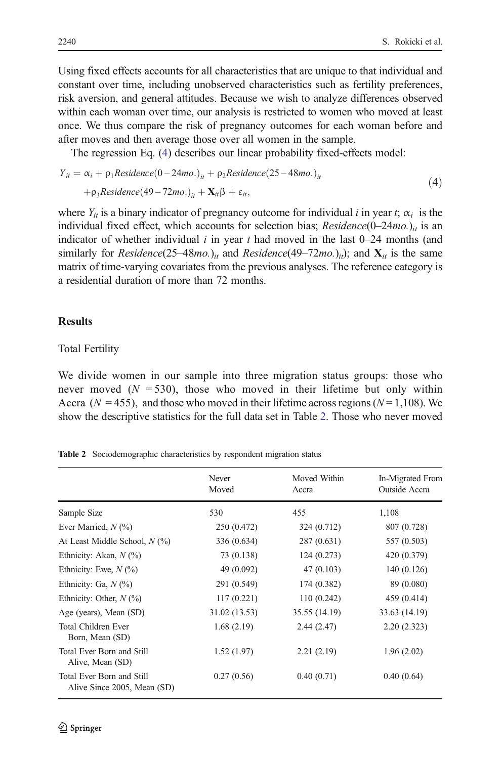Using fixed effects accounts for all characteristics that are unique to that individual and constant over time, including unobserved characteristics such as fertility preferences, risk aversion, and general attitudes. Because we wish to analyze differences observed within each woman over time, our analysis is restricted to women who moved at least once. We thus compare the risk of pregnancy outcomes for each woman before and after moves and then average those over all women in the sample.

The regression Eq. (4) describes our linear probability fixed-effects model:

$$Y_{it} = \alpha_i + \rho_1 Residence(0-24mo.)_{it} + \rho_2 Residence(25-48mo.)_{it} + \rho_3 Residence(49-72mo.)_{it} + \mathbf{X}_{it}\beta + \varepsilon_{it}, \tag{4}$$

where $Y_{it}$ is a binary indicator of pregnancy outcome for individual $i$ in year $t$; $\alpha_i$ is the individual fixed effect, which accounts for selection bias; $Residence(0\text{–}24mo.)_{it}$ is an indicator of whether individual $i$ in year $t$ had moved in the last 0–24 months (and similarly for $Residence(25\text{–}48mo.)_{it}$ and $Residence(49\text{–}72mo.)_{it}$); and $\mathbf{X}_{it}$ is the same matrix of time-varying covariates from the previous analyses. The reference category is a residential duration of more than 72 months.

## Results

### Total Fertility

We divide women in our sample into three migration status groups: those who never moved ($N = 530$), those who moved in their lifetime but only within Accra ($N = 455$), and those who moved in their lifetime across regions ($N = 1{,}108$). We show the descriptive statistics for the full data set in Table 2. Those who never moved

**Table 2** Sociodemographic characteristics by respondent migration status

| | Never Moved | Moved Within Accra | In-Migrated From Outside Accra |
|---|---|---|---|
| Sample Size | 530 | 455 | 1,108 |
| Ever Married, N (%) | 250 (0.472) | 324 (0.712) | 807 (0.728) |
| At Least Middle School, N (%) | 336 (0.634) | 287 (0.631) | 557 (0.503) |
| Ethnicity: Akan, N (%) | 73 (0.138) | 124 (0.273) | 420 (0.379) |
| Ethnicity: Ewe, N (%) | 49 (0.092) | 47 (0.103) | 140 (0.126) |
| Ethnicity: Ga, N (%) | 291 (0.549) | 174 (0.382) | 89 (0.080) |
| Ethnicity: Other, N (%) | 117 (0.221) | 110 (0.242) | 459 (0.414) |
| Age (years), Mean (SD) | 31.02 (13.53) | 35.55 (14.19) | 33.63 (14.19) |
| Total Children Ever Born, Mean (SD) | 1.68 (2.19) | 2.44 (2.47) | 2.20 (2.323) |
| Total Ever Born and Still Alive, Mean (SD) | 1.52 (1.97) | 2.21 (2.19) | 1.96 (2.02) |
| Total Ever Born and Still Alive Since 2005, Mean (SD) | 0.27 (0.56) | 0.40 (0.71) | 0.40 (0.64) |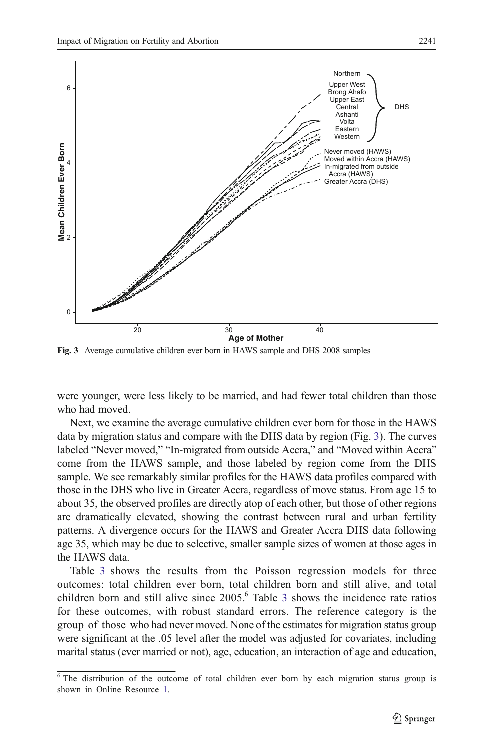Fig. 3 Average cumulative children ever born in HAWS sample and DHS 2008 samples

were younger, were less likely to be married, and had fewer total children than those who had moved.

Next, we examine the average cumulative children ever born for those in the HAWS data by migration status and compare with the DHS data by region (Fig. 3). The curves labeled "Never moved," "In-migrated from outside Accra," and "Moved within Accra" come from the HAWS sample, and those labeled by region come from the DHS sample. We see remarkably similar profiles for the HAWS data profiles compared with those in the DHS who live in Greater Accra, regardless of move status. From age 15 to about 35, the observed profiles are directly atop of each other, but those of other regions are dramatically elevated, showing the contrast between rural and urban fertility patterns. A divergence occurs for the HAWS and Greater Accra DHS data following age 35, which may be due to selective, smaller sample sizes of women at those ages in the HAWS data.

Table 3 shows the results from the Poisson regression models for three outcomes: total children ever born, total children born and still alive, and total children born and still alive since 2005.[6] Table 3 shows the incidence rate ratios for these outcomes, with robust standard errors. The reference category is the group of those who had never moved. None of the estimates for migration status group were significant at the .05 level after the model was adjusted for covariates, including marital status (ever married or not), age, education, an interaction of age and education,

[6] The distribution of the outcome of total children ever born by each migration status group is shown in Online Resource 1.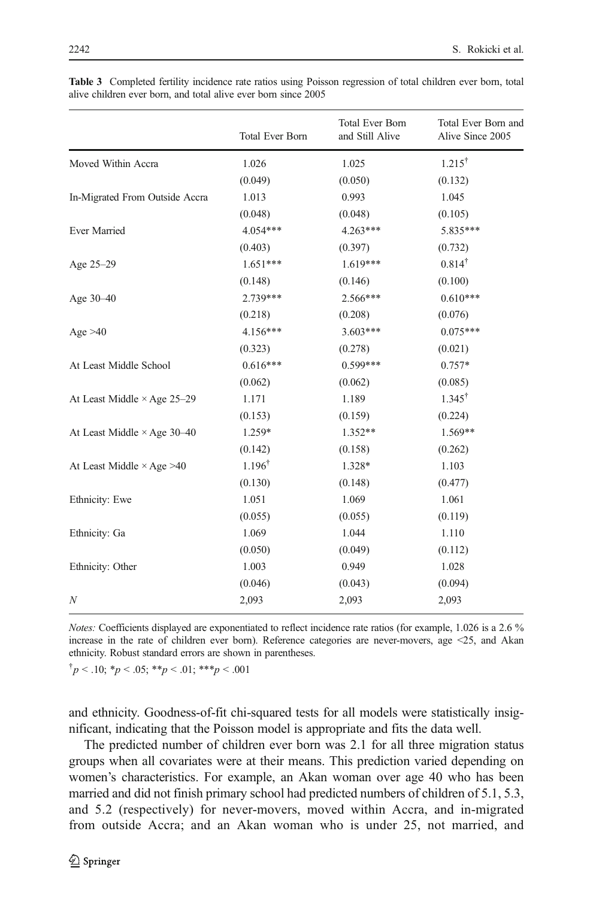**Table 3** Completed fertility incidence rate ratios using Poisson regression of total children ever born, total alive children ever born, and total alive ever born since 2005

| | Total Ever Born | Total Ever Born and Still Alive | Total Ever Born and Alive Since 2005 |
|---|---|---|---|
| Moved Within Accra | 1.026 | 1.025 | 1.215[†] |
| | (0.049) | (0.050) | (0.132) |
| In-Migrated From Outside Accra | 1.013 | 0.993 | 1.045 |
| | (0.048) | (0.048) | (0.105) |
| Ever Married | 4.054*** | 4.263*** | 5.835*** |
| | (0.403) | (0.397) | (0.732) |
| Age 25–29 | 1.651*** | 1.619*** | 0.814[†] |
| | (0.148) | (0.146) | (0.100) |
| Age 30–40 | 2.739*** | 2.566*** | 0.610*** |
| | (0.218) | (0.208) | (0.076) |
| Age >40 | 4.156*** | 3.603*** | 0.075*** |
| | (0.323) | (0.278) | (0.021) |
| At Least Middle School | 0.616*** | 0.599*** | 0.757* |
| | (0.062) | (0.062) | (0.085) |
| At Least Middle × Age 25–29 | 1.171 | 1.189 | 1.345[†] |
| | (0.153) | (0.159) | (0.224) |
| At Least Middle × Age 30–40 | 1.259* | 1.352** | 1.569** |
| | (0.142) | (0.158) | (0.262) |
| At Least Middle × Age >40 | 1.196[†] | 1.328* | 1.103 |
| | (0.130) | (0.148) | (0.477) |
| Ethnicity: Ewe | 1.051 | 1.069 | 1.061 |
| | (0.055) | (0.055) | (0.119) |
| Ethnicity: Ga | 1.069 | 1.044 | 1.110 |
| | (0.050) | (0.049) | (0.112) |
| Ethnicity: Other | 1.003 | 0.949 | 1.028 |
| | (0.046) | (0.043) | (0.094) |
| *N* | 2,093 | 2,093 | 2,093 |

*Notes:* Coefficients displayed are exponentiated to reflect incidence rate ratios (for example, 1.026 is a 2.6 % increase in the rate of children ever born). Reference categories are never-movers, age <25, and Akan ethnicity. Robust standard errors are shown in parentheses.

[†] $p < .10$; * $p < .05$; ** $p < .01$; *** $p < .001$

and ethnicity. Goodness-of-fit chi-squared tests for all models were statistically insignificant, indicating that the Poisson model is appropriate and fits the data well.

The predicted number of children ever born was 2.1 for all three migration status groups when all covariates were at their means. This prediction varied depending on women's characteristics. For example, an Akan woman over age 40 who has been married and did not finish primary school had predicted numbers of children of 5.1, 5.3, and 5.2 (respectively) for never-movers, moved within Accra, and in-migrated from outside Accra; and an Akan woman who is under 25, not married, and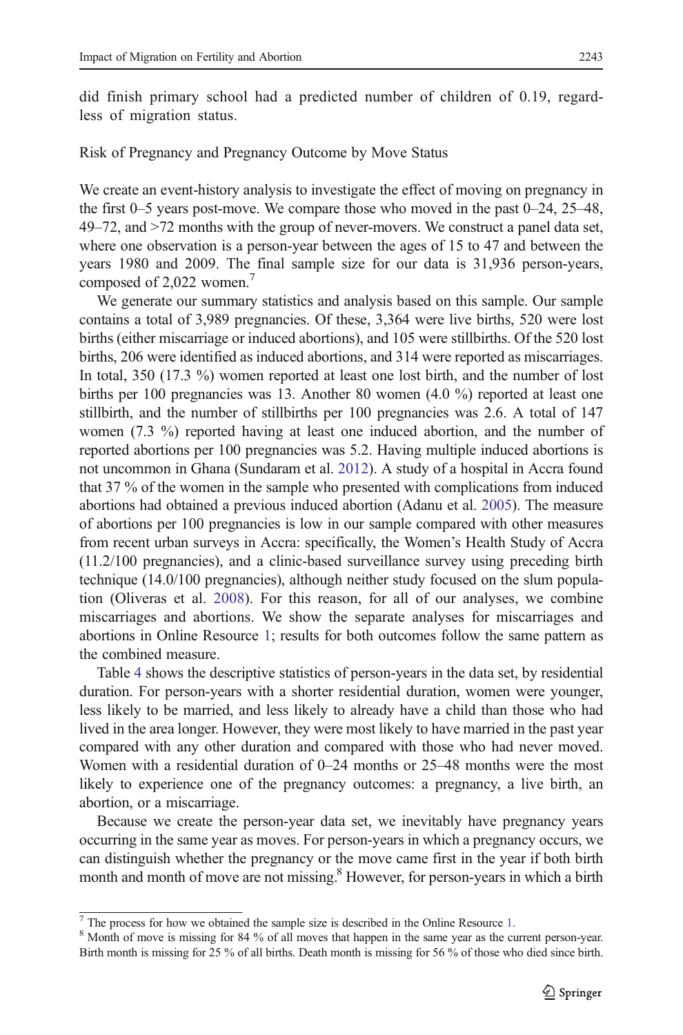did finish primary school had a predicted number of children of 0.19, regardless of migration status.

## Risk of Pregnancy and Pregnancy Outcome by Move Status

We create an event-history analysis to investigate the effect of moving on pregnancy in the first 0–5 years post-move. We compare those who moved in the past 0–24, 25–48, 49–72, and >72 months with the group of never-movers. We construct a panel data set, where one observation is a person-year between the ages of 15 to 47 and between the years 1980 and 2009. The final sample size for our data is 31,936 person-years, composed of 2,022 women.[7]

We generate our summary statistics and analysis based on this sample. Our sample contains a total of 3,989 pregnancies. Of these, 3,364 were live births, 520 were lost births (either miscarriage or induced abortions), and 105 were stillbirths. Of the 520 lost births, 206 were identified as induced abortions, and 314 were reported as miscarriages. In total, 350 (17.3 %) women reported at least one lost birth, and the number of lost births per 100 pregnancies was 13. Another 80 women (4.0 %) reported at least one stillbirth, and the number of stillbirths per 100 pregnancies was 2.6. A total of 147 women (7.3 %) reported having at least one induced abortion, and the number of reported abortions per 100 pregnancies was 5.2. Having multiple induced abortions is not uncommon in Ghana (Sundaram et al. 2012). A study of a hospital in Accra found that 37 % of the women in the sample who presented with complications from induced abortions had obtained a previous induced abortion (Adanu et al. 2005). The measure of abortions per 100 pregnancies is low in our sample compared with other measures from recent urban surveys in Accra: specifically, the Women's Health Study of Accra (11.2/100 pregnancies), and a clinic-based surveillance survey using preceding birth technique (14.0/100 pregnancies), although neither study focused on the slum population (Oliveras et al. 2008). For this reason, for all of our analyses, we combine miscarriages and abortions. We show the separate analyses for miscarriages and abortions in Online Resource 1; results for both outcomes follow the same pattern as the combined measure.

Table 4 shows the descriptive statistics of person-years in the data set, by residential duration. For person-years with a shorter residential duration, women were younger, less likely to be married, and less likely to already have a child than those who had lived in the area longer. However, they were most likely to have married in the past year compared with any other duration and compared with those who had never moved. Women with a residential duration of 0–24 months or 25–48 months were the most likely to experience one of the pregnancy outcomes: a pregnancy, a live birth, an abortion, or a miscarriage.

Because we create the person-year data set, we inevitably have pregnancy years occurring in the same year as moves. For person-years in which a pregnancy occurs, we can distinguish whether the pregnancy or the move came first in the year if both birth month and month of move are not missing.[8] However, for person-years in which a birth

---

[7] The process for how we obtained the sample size is described in the Online Resource 1.

[8] Month of move is missing for 84 % of all moves that happen in the same year as the current person-year. Birth month is missing for 25 % of all births. Death month is missing for 56 % of those who died since birth.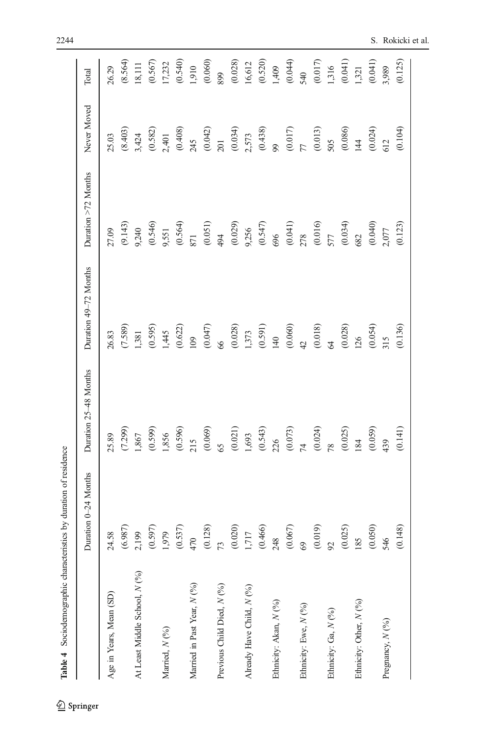**Table 4** Sociodemographic characteristics by duration of residence

| | Duration 0–24 Months | Duration 25–48 Months | Duration 49–72 Months | Duration >72 Months | Never Moved | Total |
|---|---|---|---|---|---|---|
| Age in Years, Mean (SD) | 24.58 | 25.89 | 26.83 | 27.09 | 25.03 | 26.29 |
| | (6.987) | (7.299) | (7.589) | (9.143) | (8.403) | (8.564) |
| At Least Middle School, *N* (%) | 2,199 | 1,867 | 1,381 | 9,240 | 3,424 | 18,111 |
| | (0.597) | (0.599) | (0.595) | (0.546) | (0.582) | (0.567) |
| Married, *N* (%) | 1,979 | 1,856 | 1,445 | 9,551 | 2,401 | 17,232 |
| | (0.537) | (0.596) | (0.622) | (0.564) | (0.408) | (0.540) |
| Married in Past Year, *N* (%) | 470 | 215 | 109 | 871 | 245 | 1,910 |
| | (0.128) | (0.069) | (0.047) | (0.051) | (0.042) | (0.060) |
| Previous Child Died, *N* (%) | 73 | 65 | 66 | 494 | 201 | 899 |
| | (0.020) | (0.021) | (0.028) | (0.029) | (0.034) | (0.028) |
| Already Have Child, *N* (%) | 1,717 | 1,693 | 1,373 | 9,256 | 2,573 | 16,612 |
| | (0.466) | (0.543) | (0.591) | (0.547) | (0.438) | (0.520) |
| Ethnicity: Akan, *N* (%) | 248 | 226 | 140 | 696 | 99 | 1,409 |
| | (0.067) | (0.073) | (0.060) | (0.041) | (0.017) | (0.044) |
| Ethnicity: Ewe, *N* (%) | 69 | 74 | 42 | 278 | 77 | 540 |
| | (0.019) | (0.024) | (0.018) | (0.016) | (0.013) | (0.017) |
| Ethnicity: Ga, *N* (%) | 92 | 78 | 64 | 577 | 505 | 1,316 |
| | (0.025) | (0.025) | (0.028) | (0.034) | (0.086) | (0.041) |
| Ethnicity: Other, *N* (%) | 185 | 184 | 126 | 682 | 144 | 1,321 |
| | (0.050) | (0.059) | (0.054) | (0.040) | (0.024) | (0.041) |
| Pregnancy, *N* (%) | 546 | 439 | 315 | 2,077 | 612 | 3,989 |
| | (0.148) | (0.141) | (0.136) | (0.123) | (0.104) | (0.125) |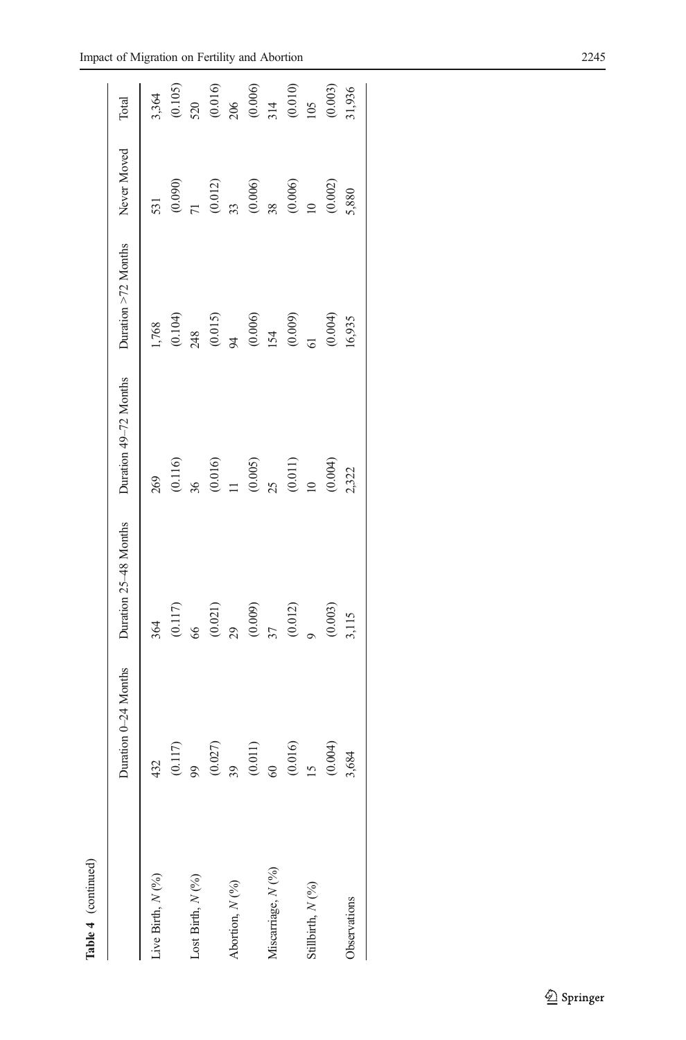**Table 4** (continued)

| | Duration 0–24 Months | Duration 25–48 Months | Duration 49–72 Months | Duration >72 Months | Never Moved | Total |
|---|---|---|---|---|---|---|
| Live Birth, *N* (%) | 432 | 364 | 269 | 1,768 | 531 | 3,364 |
| | (0.117) | (0.117) | (0.116) | (0.104) | (0.090) | (0.105) |
| Lost Birth, *N* (%) | 99 | 66 | 36 | 248 | 71 | 520 |
| | (0.027) | (0.021) | (0.016) | (0.015) | (0.012) | (0.016) |
| Abortion, *N* (%) | 39 | 29 | 11 | 94 | 33 | 206 |
| | (0.011) | (0.009) | (0.005) | (0.006) | (0.006) | (0.006) |
| Miscarriage, *N* (%) | 60 | 37 | 25 | 154 | 38 | 314 |
| | (0.016) | (0.012) | (0.011) | (0.009) | (0.006) | (0.010) |
| Stillbirth, *N* (%) | 15 | 9 | 10 | 61 | 10 | 105 |
| | (0.004) | (0.003) | (0.004) | (0.004) | (0.002) | (0.003) |
| Observations | 3,684 | 3,115 | 2,322 | 16,935 | 5,880 | 31,936 |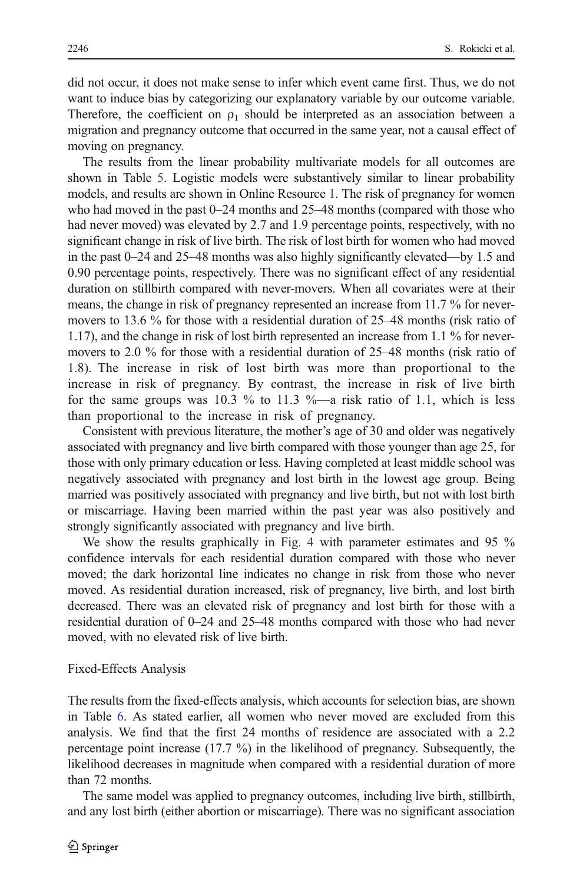did not occur, it does not make sense to infer which event came first. Thus, we do not want to induce bias by categorizing our explanatory variable by our outcome variable. Therefore, the coefficient on $\rho_1$ should be interpreted as an association between a migration and pregnancy outcome that occurred in the same year, not a causal effect of moving on pregnancy.

The results from the linear probability multivariate models for all outcomes are shown in Table 5. Logistic models were substantively similar to linear probability models, and results are shown in Online Resource 1. The risk of pregnancy for women who had moved in the past 0–24 months and 25–48 months (compared with those who had never moved) was elevated by 2.7 and 1.9 percentage points, respectively, with no significant change in risk of live birth. The risk of lost birth for women who had moved in the past 0–24 and 25–48 months was also highly significantly elevated—by 1.5 and 0.90 percentage points, respectively. There was no significant effect of any residential duration on stillbirth compared with never-movers. When all covariates were at their means, the change in risk of pregnancy represented an increase from 11.7 % for never-movers to 13.6 % for those with a residential duration of 25–48 months (risk ratio of 1.17), and the change in risk of lost birth represented an increase from 1.1 % for never-movers to 2.0 % for those with a residential duration of 25–48 months (risk ratio of 1.8). The increase in risk of lost birth was more than proportional to the increase in risk of pregnancy. By contrast, the increase in risk of live birth for the same groups was 10.3 % to 11.3 %—a risk ratio of 1.1, which is less than proportional to the increase in risk of pregnancy.

Consistent with previous literature, the mother's age of 30 and older was negatively associated with pregnancy and live birth compared with those younger than age 25, for those with only primary education or less. Having completed at least middle school was negatively associated with pregnancy and lost birth in the lowest age group. Being married was positively associated with pregnancy and live birth, but not with lost birth or miscarriage. Having been married within the past year was also positively and strongly significantly associated with pregnancy and live birth.

We show the results graphically in Fig. 4 with parameter estimates and 95 % confidence intervals for each residential duration compared with those who never moved; the dark horizontal line indicates no change in risk from those who never moved. As residential duration increased, risk of pregnancy, live birth, and lost birth decreased. There was an elevated risk of pregnancy and lost birth for those with a residential duration of 0–24 and 25–48 months compared with those who had never moved, with no elevated risk of live birth.

### Fixed-Effects Analysis

The results from the fixed-effects analysis, which accounts for selection bias, are shown in Table 6. As stated earlier, all women who never moved are excluded from this analysis. We find that the first 24 months of residence are associated with a 2.2 percentage point increase (17.7 %) in the likelihood of pregnancy. Subsequently, the likelihood decreases in magnitude when compared with a residential duration of more than 72 months.

The same model was applied to pregnancy outcomes, including live birth, stillbirth, and any lost birth (either abortion or miscarriage). There was no significant association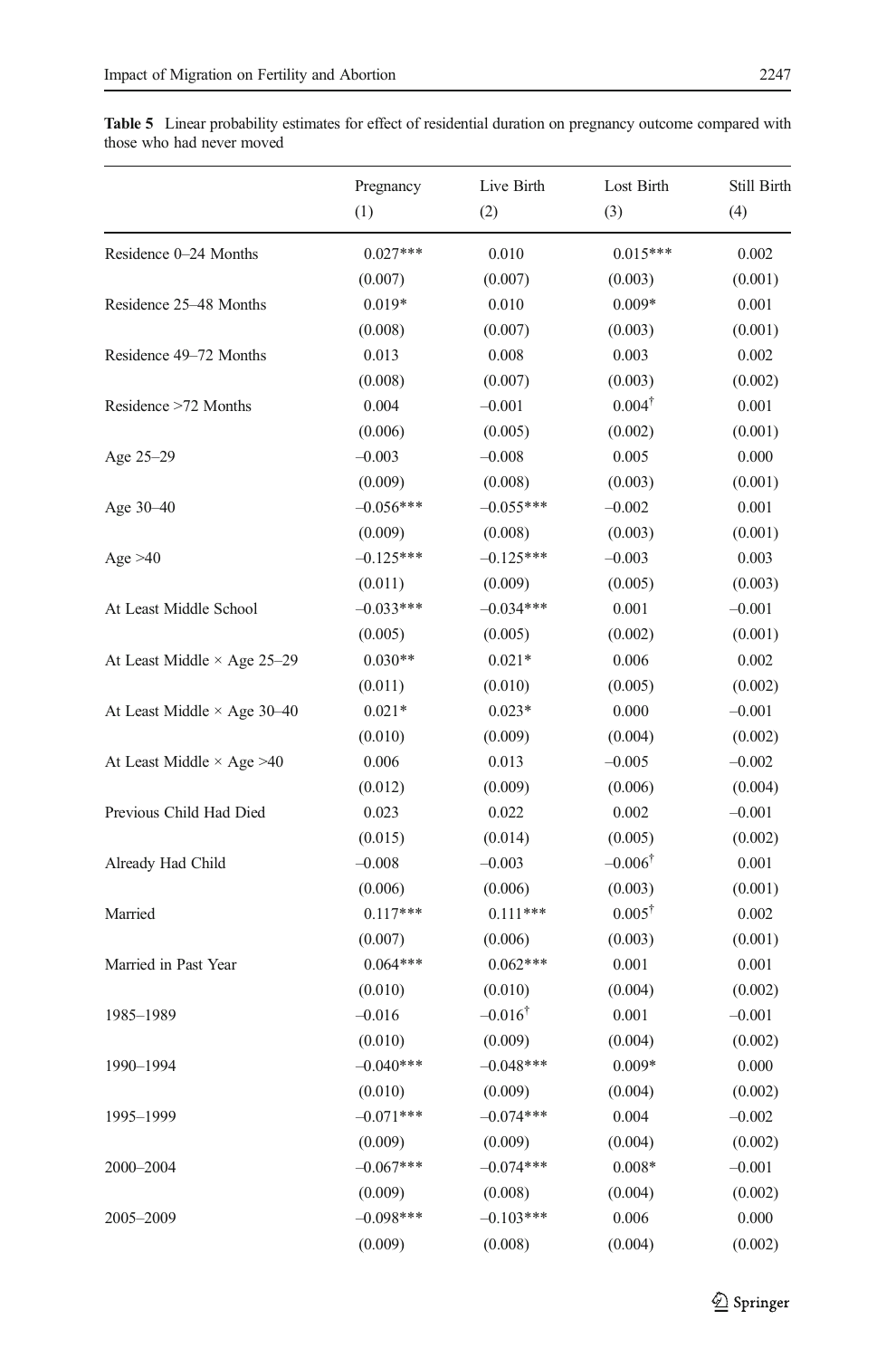Table 5 Linear probability estimates for effect of residential duration on pregnancy outcome compared with those who had never moved

| | Pregnancy (1) | Live Birth (2) | Lost Birth (3) | Still Birth (4) |
|---|---|---|---|---|
| Residence 0–24 Months | 0.027*** | 0.010 | 0.015*** | 0.002 |
| | (0.007) | (0.007) | (0.003) | (0.001) |
| Residence 25–48 Months | 0.019* | 0.010 | 0.009* | 0.001 |
| | (0.008) | (0.007) | (0.003) | (0.001) |
| Residence 49–72 Months | 0.013 | 0.008 | 0.003 | 0.002 |
| | (0.008) | (0.007) | (0.003) | (0.002) |
| Residence >72 Months | 0.004 | –0.001 | 0.004[†] | 0.001 |
| | (0.006) | (0.005) | (0.002) | (0.001) |
| Age 25–29 | –0.003 | –0.008 | 0.005 | 0.000 |
| | (0.009) | (0.008) | (0.003) | (0.001) |
| Age 30–40 | –0.056*** | –0.055*** | –0.002 | 0.001 |
| | (0.009) | (0.008) | (0.003) | (0.001) |
| Age >40 | –0.125*** | –0.125*** | –0.003 | 0.003 |
| | (0.011) | (0.009) | (0.005) | (0.003) |
| At Least Middle School | –0.033*** | –0.034*** | 0.001 | –0.001 |
| | (0.005) | (0.005) | (0.002) | (0.001) |
| At Least Middle × Age 25–29 | 0.030** | 0.021* | 0.006 | 0.002 |
| | (0.011) | (0.010) | (0.005) | (0.002) |
| At Least Middle × Age 30–40 | 0.021* | 0.023* | 0.000 | –0.001 |
| | (0.010) | (0.009) | (0.004) | (0.002) |
| At Least Middle × Age >40 | 0.006 | 0.013 | –0.005 | –0.002 |
| | (0.012) | (0.009) | (0.006) | (0.004) |
| Previous Child Had Died | 0.023 | 0.022 | 0.002 | –0.001 |
| | (0.015) | (0.014) | (0.005) | (0.002) |
| Already Had Child | –0.008 | –0.003 | –0.006[†] | 0.001 |
| | (0.006) | (0.006) | (0.003) | (0.001) |
| Married | 0.117*** | 0.111*** | 0.005[†] | 0.002 |
| | (0.007) | (0.006) | (0.003) | (0.001) |
| Married in Past Year | 0.064*** | 0.062*** | 0.001 | 0.001 |
| | (0.010) | (0.010) | (0.004) | (0.002) |
| 1985–1989 | –0.016 | –0.016[†] | 0.001 | –0.001 |
| | (0.010) | (0.009) | (0.004) | (0.002) |
| 1990–1994 | –0.040*** | –0.048*** | 0.009* | 0.000 |
| | (0.010) | (0.009) | (0.004) | (0.002) |
| 1995–1999 | –0.071*** | –0.074*** | 0.004 | –0.002 |
| | (0.009) | (0.009) | (0.004) | (0.002) |
| 2000–2004 | –0.067*** | –0.074*** | 0.008* | –0.001 |
| | (0.009) | (0.008) | (0.004) | (0.002) |
| 2005–2009 | –0.098*** | –0.103*** | 0.006 | 0.000 |
| | (0.009) | (0.008) | (0.004) | (0.002) |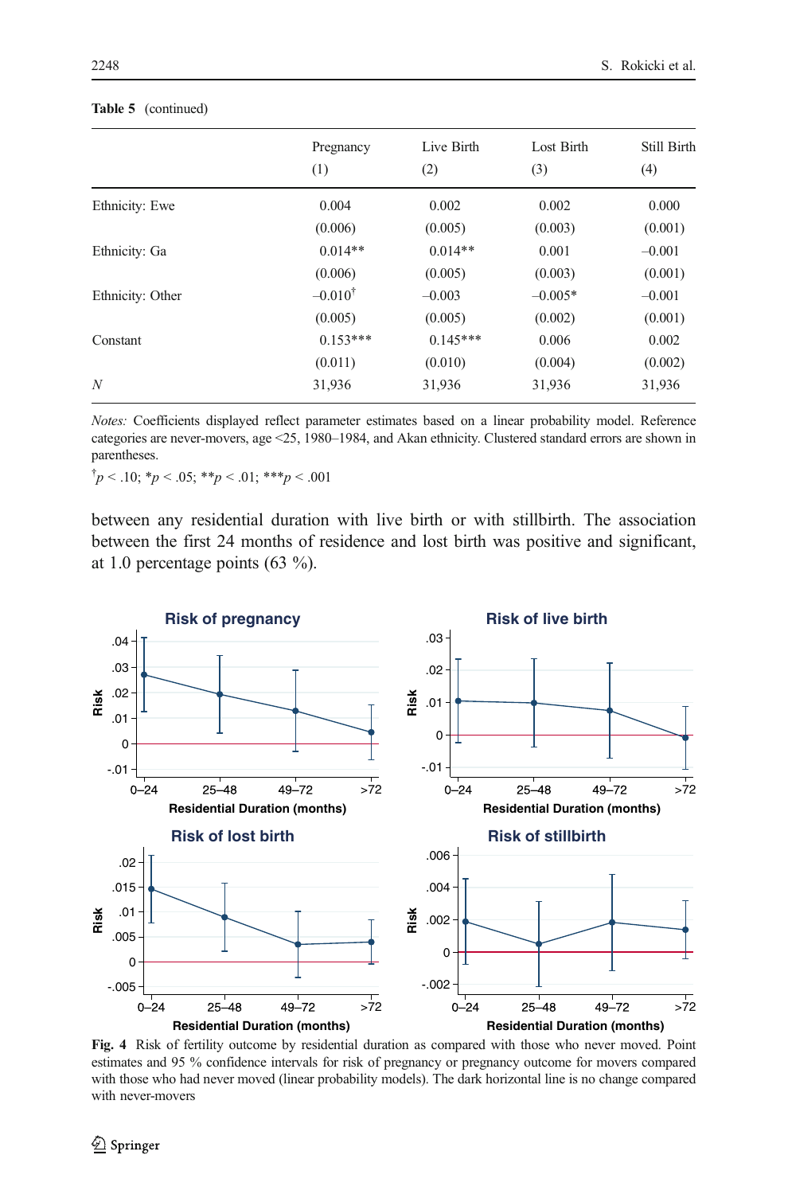**Table 5** (continued)

| | Pregnancy (1) | Live Birth (2) | Lost Birth (3) | Still Birth (4) |
|---|---|---|---|---|
| Ethnicity: Ewe | 0.004 | 0.002 | 0.002 | 0.000 |
| | (0.006) | (0.005) | (0.003) | (0.001) |
| Ethnicity: Ga | 0.014** | 0.014** | 0.001 | –0.001 |
| | (0.006) | (0.005) | (0.003) | (0.001) |
| Ethnicity: Other | –0.010† | –0.003 | –0.005* | –0.001 |
| | (0.005) | (0.005) | (0.002) | (0.001) |
| Constant | 0.153*** | 0.145*** | 0.006 | 0.002 |
| | (0.011) | (0.010) | (0.004) | (0.002) |
| *N* | 31,936 | 31,936 | 31,936 | 31,936 |

*Notes:* Coefficients displayed reflect parameter estimates based on a linear probability model. Reference categories are never-movers, age <25, 1980–1984, and Akan ethnicity. Clustered standard errors are shown in parentheses.

†$p < .10$; *$p < .05$; **$p < .01$; ***$p < .001$

between any residential duration with live birth or with stillbirth. The association between the first 24 months of residence and lost birth was positive and significant, at 1.0 percentage points (63 %).

**Fig. 4** Risk of fertility outcome by residential duration as compared with those who never moved. Point estimates and 95 % confidence intervals for risk of pregnancy or pregnancy outcome for movers compared with those who had never moved (linear probability models). The dark horizontal line is no change compared with never-movers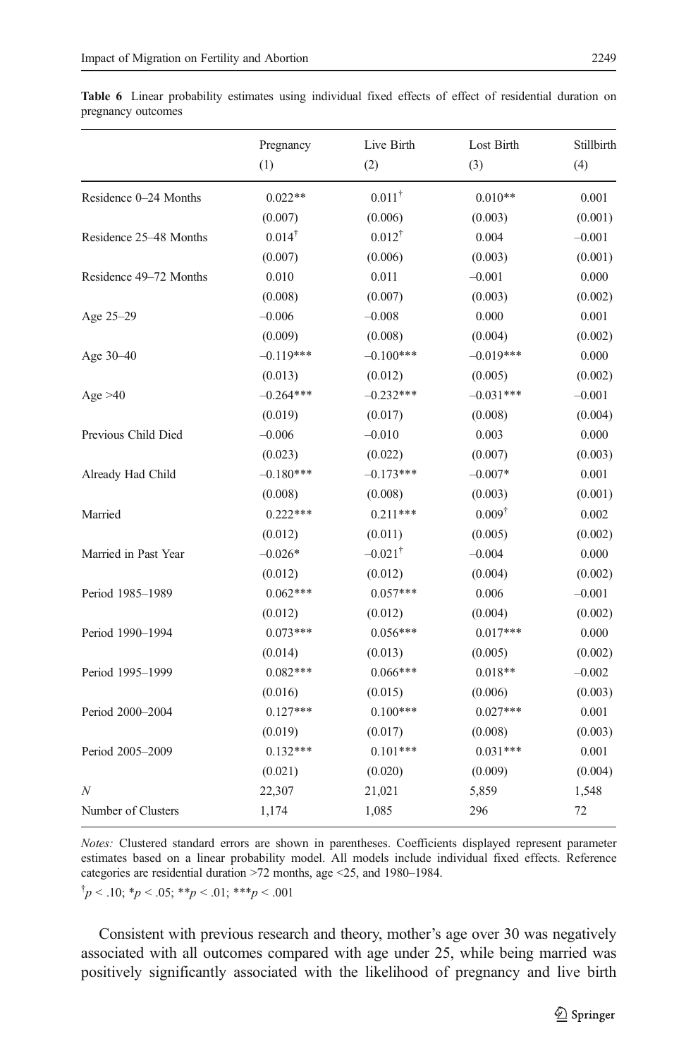**Table 6** Linear probability estimates using individual fixed effects of effect of residential duration on pregnancy outcomes

| | Pregnancy (1) | Live Birth (2) | Lost Birth (3) | Stillbirth (4) |
|---|---|---|---|---|
| Residence 0–24 Months | 0.022** | 0.011† | 0.010** | 0.001 |
| | (0.007) | (0.006) | (0.003) | (0.001) |
| Residence 25–48 Months | 0.014† | 0.012† | 0.004 | –0.001 |
| | (0.007) | (0.006) | (0.003) | (0.001) |
| Residence 49–72 Months | 0.010 | 0.011 | –0.001 | 0.000 |
| | (0.008) | (0.007) | (0.003) | (0.002) |
| Age 25–29 | –0.006 | –0.008 | 0.000 | 0.001 |
| | (0.009) | (0.008) | (0.004) | (0.002) |
| Age 30–40 | –0.119*** | –0.100*** | –0.019*** | 0.000 |
| | (0.013) | (0.012) | (0.005) | (0.002) |
| Age >40 | –0.264*** | –0.232*** | –0.031*** | –0.001 |
| | (0.019) | (0.017) | (0.008) | (0.004) |
| Previous Child Died | –0.006 | –0.010 | 0.003 | 0.000 |
| | (0.023) | (0.022) | (0.007) | (0.003) |
| Already Had Child | –0.180*** | –0.173*** | –0.007* | 0.001 |
| | (0.008) | (0.008) | (0.003) | (0.001) |
| Married | 0.222*** | 0.211*** | 0.009† | 0.002 |
| | (0.012) | (0.011) | (0.005) | (0.002) |
| Married in Past Year | –0.026* | –0.021† | –0.004 | 0.000 |
| | (0.012) | (0.012) | (0.004) | (0.002) |
| Period 1985–1989 | 0.062*** | 0.057*** | 0.006 | –0.001 |
| | (0.012) | (0.012) | (0.004) | (0.002) |
| Period 1990–1994 | 0.073*** | 0.056*** | 0.017*** | 0.000 |
| | (0.014) | (0.013) | (0.005) | (0.002) |
| Period 1995–1999 | 0.082*** | 0.066*** | 0.018** | –0.002 |
| | (0.016) | (0.015) | (0.006) | (0.003) |
| Period 2000–2004 | 0.127*** | 0.100*** | 0.027*** | 0.001 |
| | (0.019) | (0.017) | (0.008) | (0.003) |
| Period 2005–2009 | 0.132*** | 0.101*** | 0.031*** | 0.001 |
| | (0.021) | (0.020) | (0.009) | (0.004) |
| *N* | 22,307 | 21,021 | 5,859 | 1,548 |
| Number of Clusters | 1,174 | 1,085 | 296 | 72 |

*Notes:* Clustered standard errors are shown in parentheses. Coefficients displayed represent parameter estimates based on a linear probability model. All models include individual fixed effects. Reference categories are residential duration >72 months, age <25, and 1980–1984.

† $p < .10$; * $p < .05$; ** $p < .01$; *** $p < .001$

Consistent with previous research and theory, mother's age over 30 was negatively associated with all outcomes compared with age under 25, while being married was positively significantly associated with the likelihood of pregnancy and live birth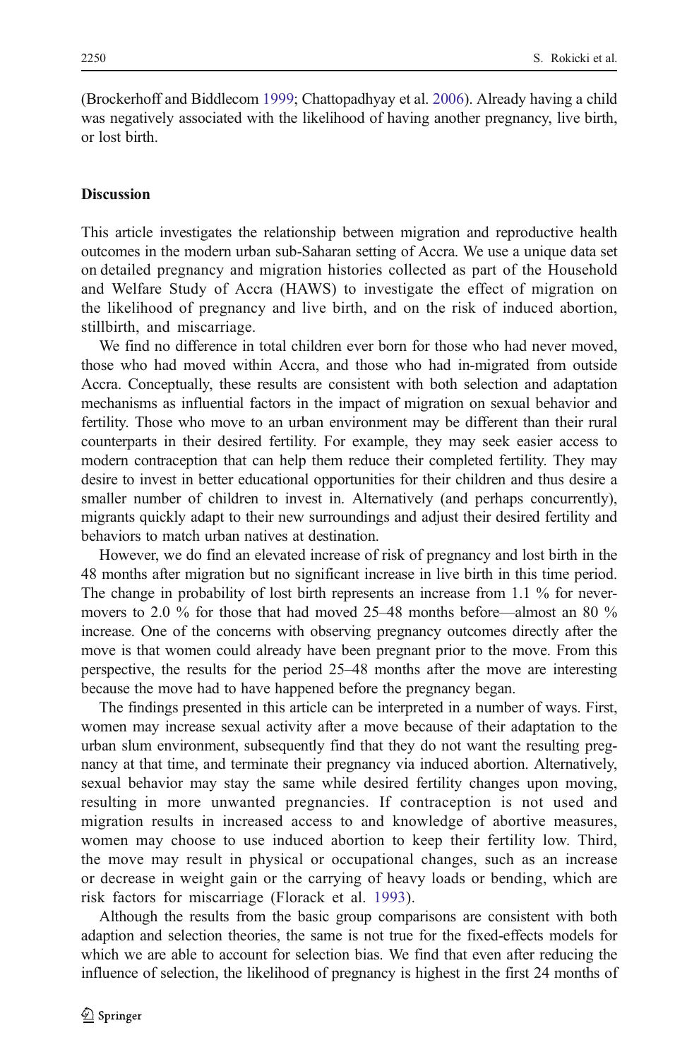(Brockerhoff and Biddlecom 1999; Chattopadhyay et al. 2006). Already having a child was negatively associated with the likelihood of having another pregnancy, live birth, or lost birth.

## Discussion

This article investigates the relationship between migration and reproductive health outcomes in the modern urban sub-Saharan setting of Accra. We use a unique data set on detailed pregnancy and migration histories collected as part of the Household and Welfare Study of Accra (HAWS) to investigate the effect of migration on the likelihood of pregnancy and live birth, and on the risk of induced abortion, stillbirth, and miscarriage.

We find no difference in total children ever born for those who had never moved, those who had moved within Accra, and those who had in-migrated from outside Accra. Conceptually, these results are consistent with both selection and adaptation mechanisms as influential factors in the impact of migration on sexual behavior and fertility. Those who move to an urban environment may be different than their rural counterparts in their desired fertility. For example, they may seek easier access to modern contraception that can help them reduce their completed fertility. They may desire to invest in better educational opportunities for their children and thus desire a smaller number of children to invest in. Alternatively (and perhaps concurrently), migrants quickly adapt to their new surroundings and adjust their desired fertility and behaviors to match urban natives at destination.

However, we do find an elevated increase of risk of pregnancy and lost birth in the 48 months after migration but no significant increase in live birth in this time period. The change in probability of lost birth represents an increase from 1.1 % for never-movers to 2.0 % for those that had moved 25–48 months before—almost an 80 % increase. One of the concerns with observing pregnancy outcomes directly after the move is that women could already have been pregnant prior to the move. From this perspective, the results for the period 25–48 months after the move are interesting because the move had to have happened before the pregnancy began.

The findings presented in this article can be interpreted in a number of ways. First, women may increase sexual activity after a move because of their adaptation to the urban slum environment, subsequently find that they do not want the resulting pregnancy at that time, and terminate their pregnancy via induced abortion. Alternatively, sexual behavior may stay the same while desired fertility changes upon moving, resulting in more unwanted pregnancies. If contraception is not used and migration results in increased access to and knowledge of abortive measures, women may choose to use induced abortion to keep their fertility low. Third, the move may result in physical or occupational changes, such as an increase or decrease in weight gain or the carrying of heavy loads or bending, which are risk factors for miscarriage (Florack et al. 1993).

Although the results from the basic group comparisons are consistent with both adaption and selection theories, the same is not true for the fixed-effects models for which we are able to account for selection bias. We find that even after reducing the influence of selection, the likelihood of pregnancy is highest in the first 24 months of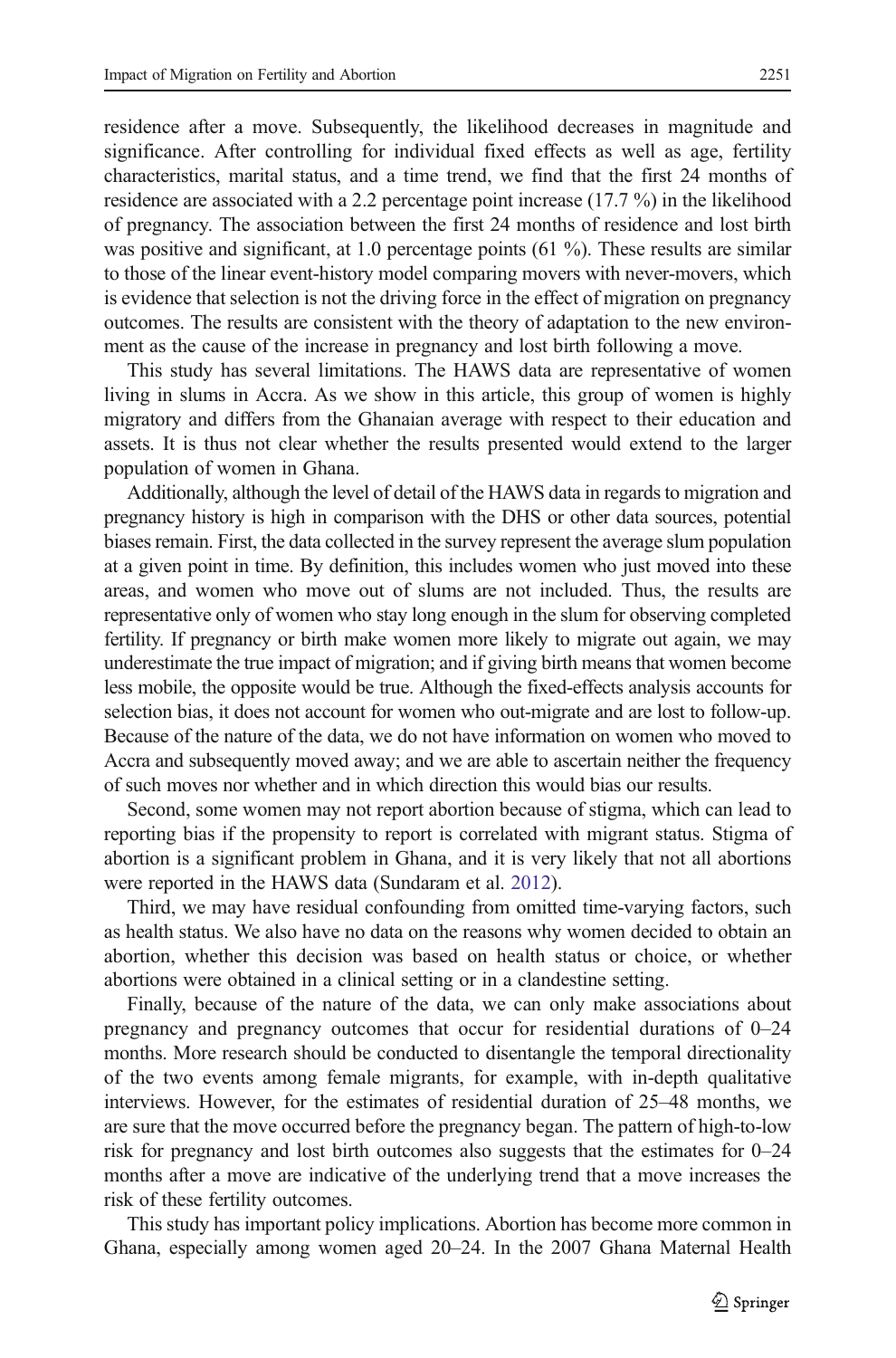residence after a move. Subsequently, the likelihood decreases in magnitude and significance. After controlling for individual fixed effects as well as age, fertility characteristics, marital status, and a time trend, we find that the first 24 months of residence are associated with a 2.2 percentage point increase (17.7 %) in the likelihood of pregnancy. The association between the first 24 months of residence and lost birth was positive and significant, at 1.0 percentage points (61 %). These results are similar to those of the linear event-history model comparing movers with never-movers, which is evidence that selection is not the driving force in the effect of migration on pregnancy outcomes. The results are consistent with the theory of adaptation to the new environment as the cause of the increase in pregnancy and lost birth following a move.

This study has several limitations. The HAWS data are representative of women living in slums in Accra. As we show in this article, this group of women is highly migratory and differs from the Ghanaian average with respect to their education and assets. It is thus not clear whether the results presented would extend to the larger population of women in Ghana.

Additionally, although the level of detail of the HAWS data in regards to migration and pregnancy history is high in comparison with the DHS or other data sources, potential biases remain. First, the data collected in the survey represent the average slum population at a given point in time. By definition, this includes women who just moved into these areas, and women who move out of slums are not included. Thus, the results are representative only of women who stay long enough in the slum for observing completed fertility. If pregnancy or birth make women more likely to migrate out again, we may underestimate the true impact of migration; and if giving birth means that women become less mobile, the opposite would be true. Although the fixed-effects analysis accounts for selection bias, it does not account for women who out-migrate and are lost to follow-up. Because of the nature of the data, we do not have information on women who moved to Accra and subsequently moved away; and we are able to ascertain neither the frequency of such moves nor whether and in which direction this would bias our results.

Second, some women may not report abortion because of stigma, which can lead to reporting bias if the propensity to report is correlated with migrant status. Stigma of abortion is a significant problem in Ghana, and it is very likely that not all abortions were reported in the HAWS data (Sundaram et al. 2012).

Third, we may have residual confounding from omitted time-varying factors, such as health status. We also have no data on the reasons why women decided to obtain an abortion, whether this decision was based on health status or choice, or whether abortions were obtained in a clinical setting or in a clandestine setting.

Finally, because of the nature of the data, we can only make associations about pregnancy and pregnancy outcomes that occur for residential durations of 0–24 months. More research should be conducted to disentangle the temporal directionality of the two events among female migrants, for example, with in-depth qualitative interviews. However, for the estimates of residential duration of 25–48 months, we are sure that the move occurred before the pregnancy began. The pattern of high-to-low risk for pregnancy and lost birth outcomes also suggests that the estimates for 0–24 months after a move are indicative of the underlying trend that a move increases the risk of these fertility outcomes.

This study has important policy implications. Abortion has become more common in Ghana, especially among women aged 20–24. In the 2007 Ghana Maternal Health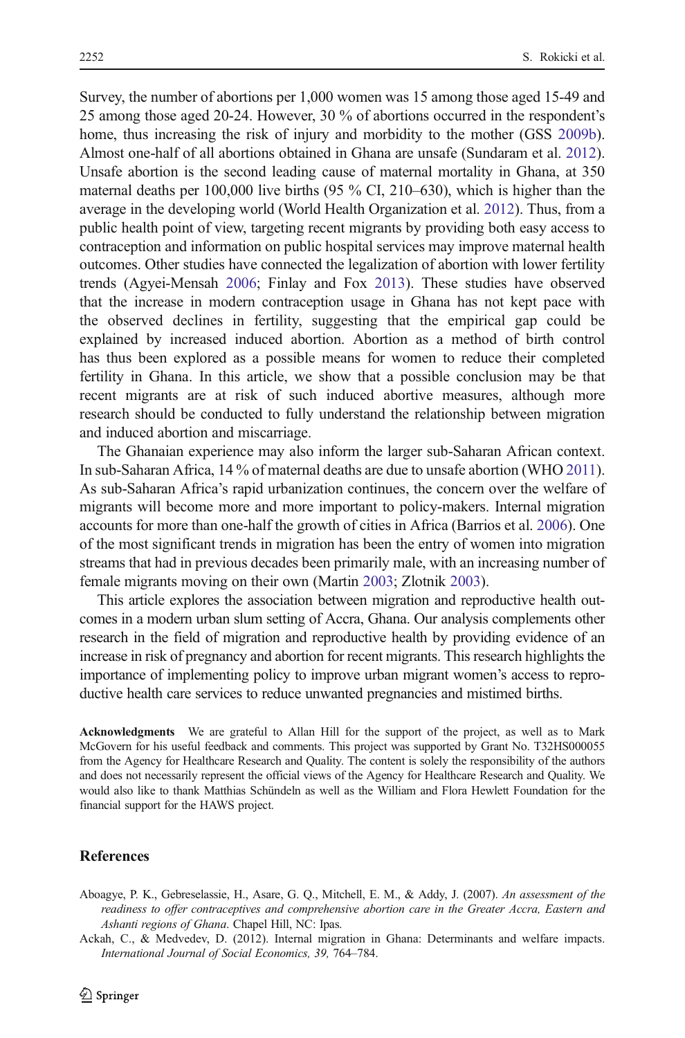Survey, the number of abortions per 1,000 women was 15 among those aged 15-49 and 25 among those aged 20-24. However, 30 % of abortions occurred in the respondent's home, thus increasing the risk of injury and morbidity to the mother (GSS 2009b). Almost one-half of all abortions obtained in Ghana are unsafe (Sundaram et al. 2012). Unsafe abortion is the second leading cause of maternal mortality in Ghana, at 350 maternal deaths per 100,000 live births (95 % CI, 210–630), which is higher than the average in the developing world (World Health Organization et al. 2012). Thus, from a public health point of view, targeting recent migrants by providing both easy access to contraception and information on public hospital services may improve maternal health outcomes. Other studies have connected the legalization of abortion with lower fertility trends (Agyei-Mensah 2006; Finlay and Fox 2013). These studies have observed that the increase in modern contraception usage in Ghana has not kept pace with the observed declines in fertility, suggesting that the empirical gap could be explained by increased induced abortion. Abortion as a method of birth control has thus been explored as a possible means for women to reduce their completed fertility in Ghana. In this article, we show that a possible conclusion may be that recent migrants are at risk of such induced abortive measures, although more research should be conducted to fully understand the relationship between migration and induced abortion and miscarriage.

The Ghanaian experience may also inform the larger sub-Saharan African context. In sub-Saharan Africa, 14 % of maternal deaths are due to unsafe abortion (WHO 2011). As sub-Saharan Africa's rapid urbanization continues, the concern over the welfare of migrants will become more and more important to policy-makers. Internal migration accounts for more than one-half the growth of cities in Africa (Barrios et al. 2006). One of the most significant trends in migration has been the entry of women into migration streams that had in previous decades been primarily male, with an increasing number of female migrants moving on their own (Martin 2003; Zlotnik 2003).

This article explores the association between migration and reproductive health outcomes in a modern urban slum setting of Accra, Ghana. Our analysis complements other research in the field of migration and reproductive health by providing evidence of an increase in risk of pregnancy and abortion for recent migrants. This research highlights the importance of implementing policy to improve urban migrant women's access to reproductive health care services to reduce unwanted pregnancies and mistimed births.

**Acknowledgments** We are grateful to Allan Hill for the support of the project, as well as to Mark McGovern for his useful feedback and comments. This project was supported by Grant No. T32HS000055 from the Agency for Healthcare Research and Quality. The content is solely the responsibility of the authors and does not necessarily represent the official views of the Agency for Healthcare Research and Quality. We would also like to thank Matthias Schündeln as well as the William and Flora Hewlett Foundation for the financial support for the HAWS project.

## References

Aboagye, P. K., Gebreselassie, H., Asare, G. Q., Mitchell, E. M., & Addy, J. (2007). *An assessment of the readiness to offer contraceptives and comprehensive abortion care in the Greater Accra, Eastern and Ashanti regions of Ghana*. Chapel Hill, NC: Ipas.

Ackah, C., & Medvedev, D. (2012). Internal migration in Ghana: Determinants and welfare impacts. *International Journal of Social Economics, 39,* 764–784.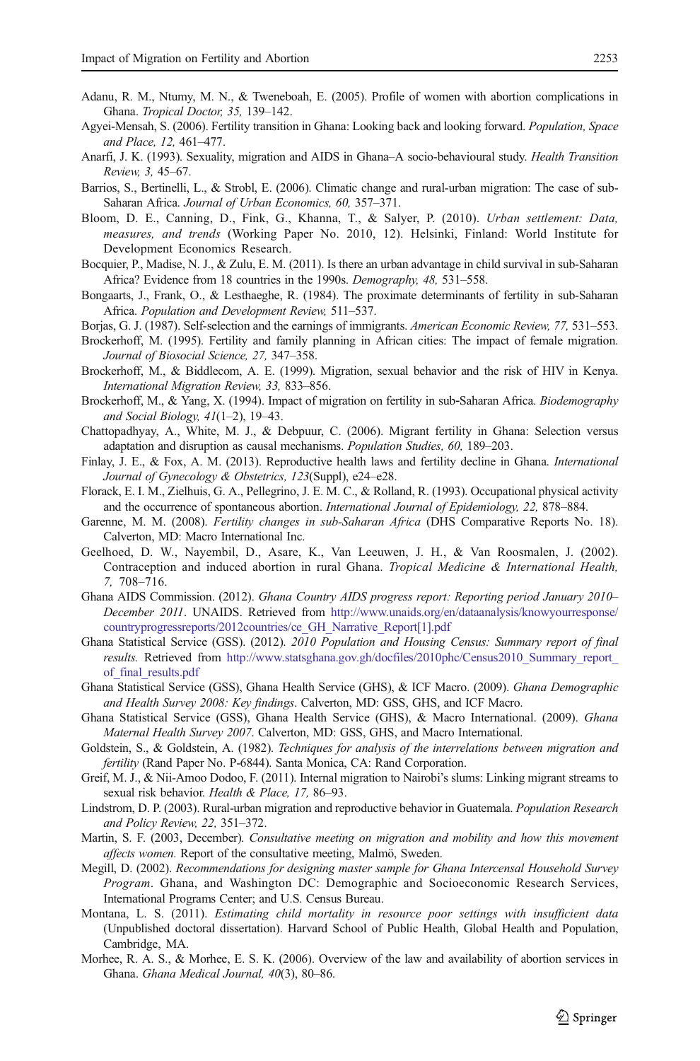Adanu, R. M., Ntumy, M. N., & Tweneboah, E. (2005). Profile of women with abortion complications in Ghana. *Tropical Doctor, 35,* 139–142.

Agyei-Mensah, S. (2006). Fertility transition in Ghana: Looking back and looking forward. *Population, Space and Place, 12,* 461–477.

Anarfi, J. K. (1993). Sexuality, migration and AIDS in Ghana–A socio-behavioural study. *Health Transition Review, 3,* 45–67.

Barrios, S., Bertinelli, L., & Strobl, E. (2006). Climatic change and rural-urban migration: The case of sub-Saharan Africa. *Journal of Urban Economics, 60,* 357–371.

Bloom, D. E., Canning, D., Fink, G., Khanna, T., & Salyer, P. (2010). *Urban settlement: Data, measures, and trends* (Working Paper No. 2010, 12). Helsinki, Finland: World Institute for Development Economics Research.

Bocquier, P., Madise, N. J., & Zulu, E. M. (2011). Is there an urban advantage in child survival in sub-Saharan Africa? Evidence from 18 countries in the 1990s. *Demography, 48,* 531–558.

Bongaarts, J., Frank, O., & Lesthaeghe, R. (1984). The proximate determinants of fertility in sub-Saharan Africa. *Population and Development Review,* 511–537.

Borjas, G. J. (1987). Self-selection and the earnings of immigrants. *American Economic Review, 77,* 531–553.

Brockerhoff, M. (1995). Fertility and family planning in African cities: The impact of female migration. *Journal of Biosocial Science, 27,* 347–358.

Brockerhoff, M., & Biddlecom, A. E. (1999). Migration, sexual behavior and the risk of HIV in Kenya. *International Migration Review, 33,* 833–856.

Brockerhoff, M., & Yang, X. (1994). Impact of migration on fertility in sub-Saharan Africa. *Biodemography and Social Biology, 41*(1–2), 19–43.

Chattopadhyay, A., White, M. J., & Debpuur, C. (2006). Migrant fertility in Ghana: Selection versus adaptation and disruption as causal mechanisms. *Population Studies, 60,* 189–203.

Finlay, J. E., & Fox, A. M. (2013). Reproductive health laws and fertility decline in Ghana. *International Journal of Gynecology & Obstetrics, 123*(Suppl), e24–e28.

Florack, E. I. M., Zielhuis, G. A., Pellegrino, J. E. M. C., & Rolland, R. (1993). Occupational physical activity and the occurrence of spontaneous abortion. *International Journal of Epidemiology, 22,* 878–884.

Garenne, M. M. (2008). *Fertility changes in sub-Saharan Africa* (DHS Comparative Reports No. 18). Calverton, MD: Macro International Inc.

Geelhoed, D. W., Nayembil, D., Asare, K., Van Leeuwen, J. H., & Van Roosmalen, J. (2002). Contraception and induced abortion in rural Ghana. *Tropical Medicine & International Health, 7,* 708–716.

Ghana AIDS Commission. (2012). *Ghana Country AIDS progress report: Reporting period January 2010–December 2011*. UNAIDS. Retrieved from http://www.unaids.org/en/dataanalysis/knowyourresponse/countryprogressreports/2012countries/ce_GH_Narrative_Report[1].pdf

Ghana Statistical Service (GSS). (2012). *2010 Population and Housing Census: Summary report of final results.* Retrieved from http://www.statsghana.gov.gh/docfiles/2010phc/Census2010_Summary_report_of_final_results.pdf

Ghana Statistical Service (GSS), Ghana Health Service (GHS), & ICF Macro. (2009). *Ghana Demographic and Health Survey 2008: Key findings*. Calverton, MD: GSS, GHS, and ICF Macro.

Ghana Statistical Service (GSS), Ghana Health Service (GHS), & Macro International. (2009). *Ghana Maternal Health Survey 2007*. Calverton, MD: GSS, GHS, and Macro International.

Goldstein, S., & Goldstein, A. (1982). *Techniques for analysis of the interrelations between migration and fertility* (Rand Paper No. P-6844). Santa Monica, CA: Rand Corporation.

Greif, M. J., & Nii-Amoo Dodoo, F. (2011). Internal migration to Nairobi's slums: Linking migrant streams to sexual risk behavior. *Health & Place, 17,* 86–93.

Lindstrom, D. P. (2003). Rural-urban migration and reproductive behavior in Guatemala. *Population Research and Policy Review, 22,* 351–372.

Martin, S. F. (2003, December). *Consultative meeting on migration and mobility and how this movement affects women.* Report of the consultative meeting, Malmö, Sweden.

Megill, D. (2002). *Recommendations for designing master sample for Ghana Intercensal Household Survey Program*. Ghana, and Washington DC: Demographic and Socioeconomic Research Services, International Programs Center; and U.S. Census Bureau.

Montana, L. S. (2011). *Estimating child mortality in resource poor settings with insufficient data* (Unpublished doctoral dissertation). Harvard School of Public Health, Global Health and Population, Cambridge, MA.

Morhee, R. A. S., & Morhee, E. S. K. (2006). Overview of the law and availability of abortion services in Ghana. *Ghana Medical Journal, 40*(3), 80–86.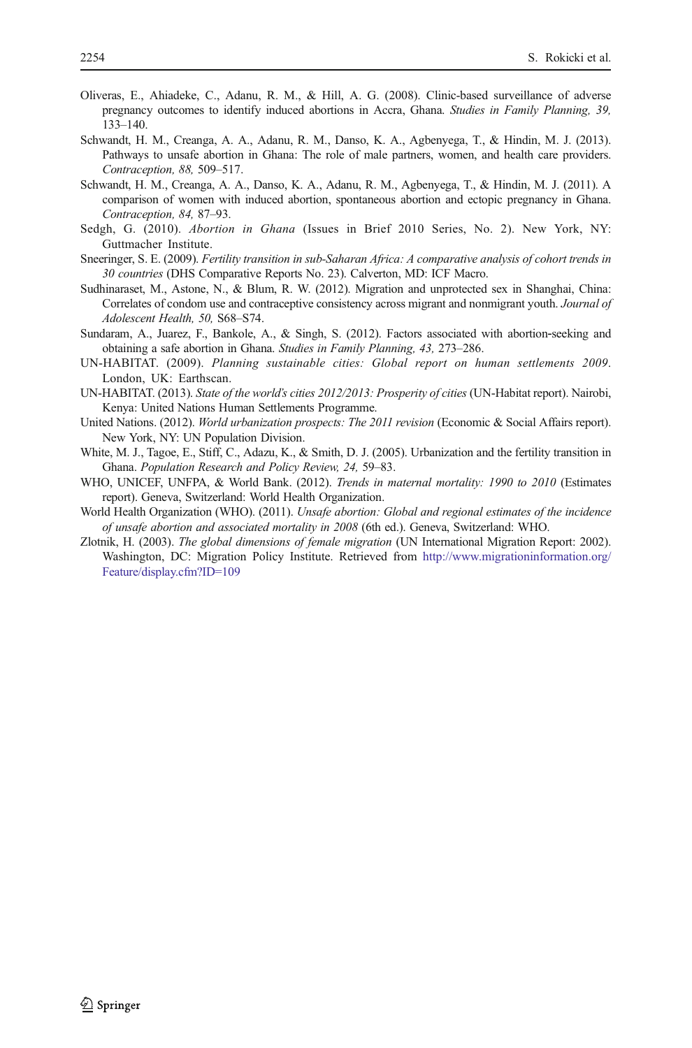Oliveras, E., Ahiadeke, C., Adanu, R. M., & Hill, A. G. (2008). Clinic-based surveillance of adverse pregnancy outcomes to identify induced abortions in Accra, Ghana. *Studies in Family Planning, 39,* 133–140.

Schwandt, H. M., Creanga, A. A., Adanu, R. M., Danso, K. A., Agbenyega, T., & Hindin, M. J. (2013). Pathways to unsafe abortion in Ghana: The role of male partners, women, and health care providers. *Contraception, 88,* 509–517.

Schwandt, H. M., Creanga, A. A., Danso, K. A., Adanu, R. M., Agbenyega, T., & Hindin, M. J. (2011). A comparison of women with induced abortion, spontaneous abortion and ectopic pregnancy in Ghana. *Contraception, 84,* 87–93.

Sedgh, G. (2010). *Abortion in Ghana* (Issues in Brief 2010 Series, No. 2). New York, NY: Guttmacher Institute.

Sneeringer, S. E. (2009). *Fertility transition in sub-Saharan Africa: A comparative analysis of cohort trends in 30 countries* (DHS Comparative Reports No. 23). Calverton, MD: ICF Macro.

Sudhinaraset, M., Astone, N., & Blum, R. W. (2012). Migration and unprotected sex in Shanghai, China: Correlates of condom use and contraceptive consistency across migrant and nonmigrant youth. *Journal of Adolescent Health, 50,* S68–S74.

Sundaram, A., Juarez, F., Bankole, A., & Singh, S. (2012). Factors associated with abortion-seeking and obtaining a safe abortion in Ghana. *Studies in Family Planning, 43,* 273–286.

UN-HABITAT. (2009). *Planning sustainable cities: Global report on human settlements 2009*. London, UK: Earthscan.

UN-HABITAT. (2013). *State of the world's cities 2012/2013: Prosperity of cities* (UN-Habitat report). Nairobi, Kenya: United Nations Human Settlements Programme.

United Nations. (2012). *World urbanization prospects: The 2011 revision* (Economic & Social Affairs report). New York, NY: UN Population Division.

White, M. J., Tagoe, E., Stiff, C., Adazu, K., & Smith, D. J. (2005). Urbanization and the fertility transition in Ghana. *Population Research and Policy Review, 24,* 59–83.

WHO, UNICEF, UNFPA, & World Bank. (2012). *Trends in maternal mortality: 1990 to 2010* (Estimates report). Geneva, Switzerland: World Health Organization.

World Health Organization (WHO). (2011). *Unsafe abortion: Global and regional estimates of the incidence of unsafe abortion and associated mortality in 2008* (6th ed.). Geneva, Switzerland: WHO.

Zlotnik, H. (2003). *The global dimensions of female migration* (UN International Migration Report: 2002). Washington, DC: Migration Policy Institute. Retrieved from http://www.migrationinformation.org/Feature/display.cfm?ID=109